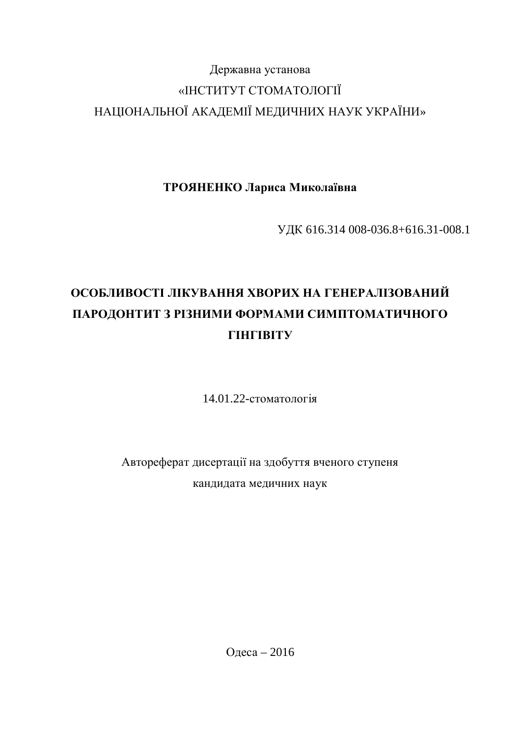Державна установа

«ІНСТИТУТ СТОМАТОЛОГІЇ

НАЦІОНАЛЬНОЇ АКАДЕМІЇ МЕДИЧНИХ НАУК УКРАЇНИ»

**ТРОЯНЕНКО Лариса Миколаївна**

УДК 616.314 008-036.8+616.31-008.1

# ОСОБЛИВОСТІ ЛІКУВАННЯ ХВОРИХ НА ГЕНЕРАЛІЗОВАНИЙ ПАРОДОНТИТ З РІЗНИМИ ФОРМАМИ СИМПТОМАТИЧНОГО ГІНГІВІТУ

14.01.22-стоматологія

Автореферат дисертації на здобуття вченого ступеня

кандидата медичних наук

Одеса – 2016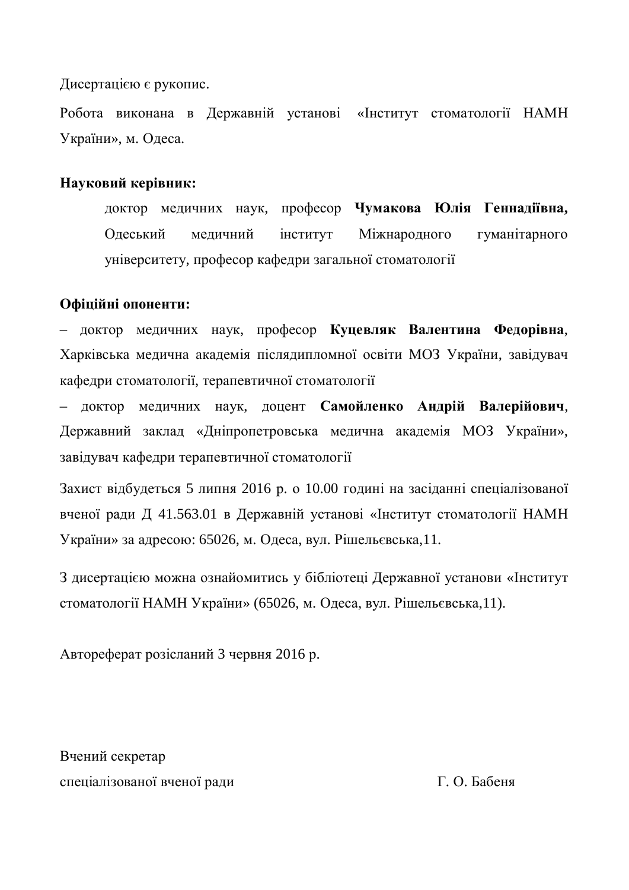Дисертацією є рукопис.

Робота виконана в Державній установі «Інститут стоматології НАМН України», м. Одеса.

**Науковий керівник:**

доктор медичних наук, професор **Чумакова Юлія Геннадіївна,** Одеський медичний інститут Міжнародного гуманітарного університету, професор кафедри загальної стоматології

**Офіційні опоненти:**

– доктор медичних наук, професор **Куцевляк Валентина Федорівна**, Харківська медична академія післядипломної освіти МОЗ України, завідувач кафедри стоматології, терапевтичної стоматології

– доктор медичних наук, доцент **Самойленко Андрій Валерійович**, Державний заклад «Дніпропетровська медична академія МОЗ України», завідувач кафедри терапевтичної стоматології

Захист відбудеться 5 липня 2016 р. о 10.00 годині на засіданні спеціалізованої вченої ради Д 41.563.01 в Державній установі «Інститут стоматології НАМН України» за адресою: 65026, м. Одеса, вул. Рішельєвська,11.

З дисертацією можна ознайомитись у бібліотеці Державної установи «Інститут стоматології НАМН України» (65026, м. Одеса, вул. Рішельєвська,11).

Автореферат розісланий 3 червня 2016 р.

Вчений секретар
спеціалізованої вченої ради Г. О. Бабеня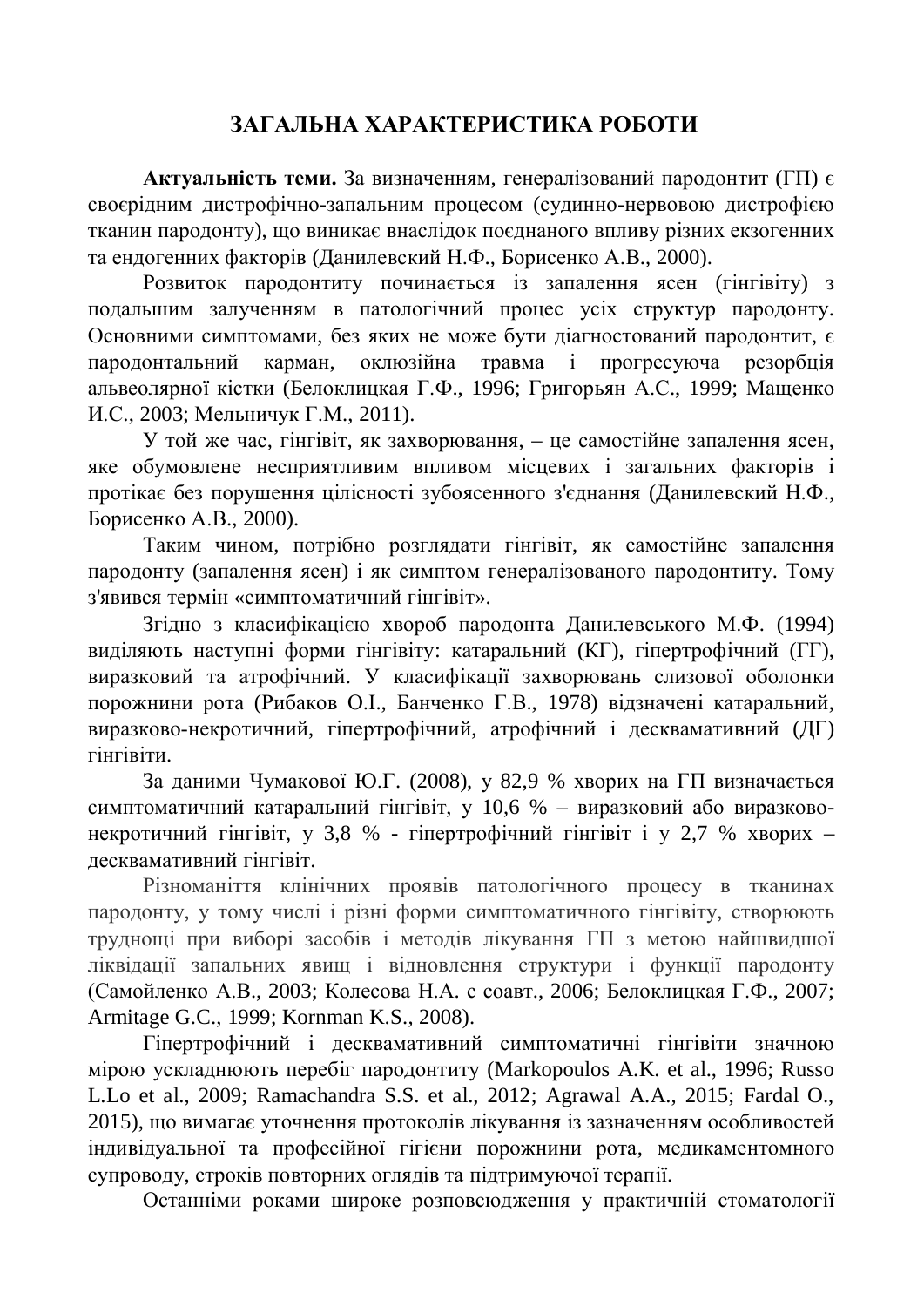## ЗАГАЛЬНА ХАРАКТЕРИСТИКА РОБОТИ

**Актуальність теми.** За визначенням, генералізований пародонтит (ГП) є своєрідним дистрофічно-запальним процесом (судинно-нервовою дистрофією тканин пародонту), що виникає внаслідок поєднаного впливу різних екзогенних та ендогенних факторів (Данилевский Н.Ф., Борисенко А.В., 2000).

Розвиток пародонтиту починається із запалення ясен (гінгівіту) з подальшим залученням в патологічний процес усіх структур пародонту. Основними симптомами, без яких не може бути діагностований пародонтит, є пародонтальний карман, оклюзійна травма і прогресуюча резорбція альвеолярної кістки (Белоклицкая Г.Ф., 1996; Григорьян А.С., 1999; Мащенко И.С., 2003; Мельничук Г.М., 2011).

У той же час, гінгівіт, як захворювання, – це самостійне запалення ясен, яке обумовлене несприятливим впливом місцевих і загальних факторів і протікає без порушення цілісності зубоясенного з'єднання (Данилевский Н.Ф., Борисенко А.В., 2000).

Таким чином, потрібно розглядати гінгівіт, як самостійне запалення пародонту (запалення ясен) і як симптом генералізованого пародонтиту. Тому з'явився термін «симптоматичний гінгівіт».

Згідно з класифікацією хвороб пародонта Данилевського М.Ф. (1994) виділяють наступні форми гінгівіту: катаральний (КГ), гіпертрофічний (ГГ), виразковий та атрофічний. У класифікації захворювань слизової оболонки порожнини рота (Рибаков О.І., Банченко Г.В., 1978) відзначені катаральний, виразково-некротичний, гіпертрофічний, атрофічний і десквамативний (ДГ) гінгівіти.

За даними Чумакової Ю.Г. (2008), у 82,9 % хворих на ГП визначається симптоматичний катаральний гінгівіт, у 10,6 % – виразковий або виразково-некротичний гінгівіт, у 3,8 % - гіпертрофічний гінгівіт і у 2,7 % хворих – десквамативний гінгівіт.

Різноманіття клінічних проявів патологічного процесу в тканинах пародонту, у тому числі і різні форми симптоматичного гінгівіту, створюють труднощі при виборі засобів і методів лікування ГП з метою найшвидшої ліквідації запальних явищ і відновлення структури і функції пародонту (Самойленко А.В., 2003; Колесова Н.А. с соавт., 2006; Белоклицкая Г.Ф., 2007; Armitage G.C., 1999; Kornman K.S., 2008).

Гіпертрофічний і десквамативний симптоматичні гінгівіти значною мірою ускладнюють перебіг пародонтиту (Markopoulos A.K. et al., 1996; Russo L.Lo et al., 2009; Ramachandra S.S. et al., 2012; Agrawal A.A., 2015; Fardal O., 2015), що вимагає уточнення протоколів лікування із зазначенням особливостей індивідуальної та професійної гігієни порожнини рота, медикаментомного супроводу, строків повторних оглядів та підтримуючої терапії.

Останніми роками широке розповсюдження у практичній стоматології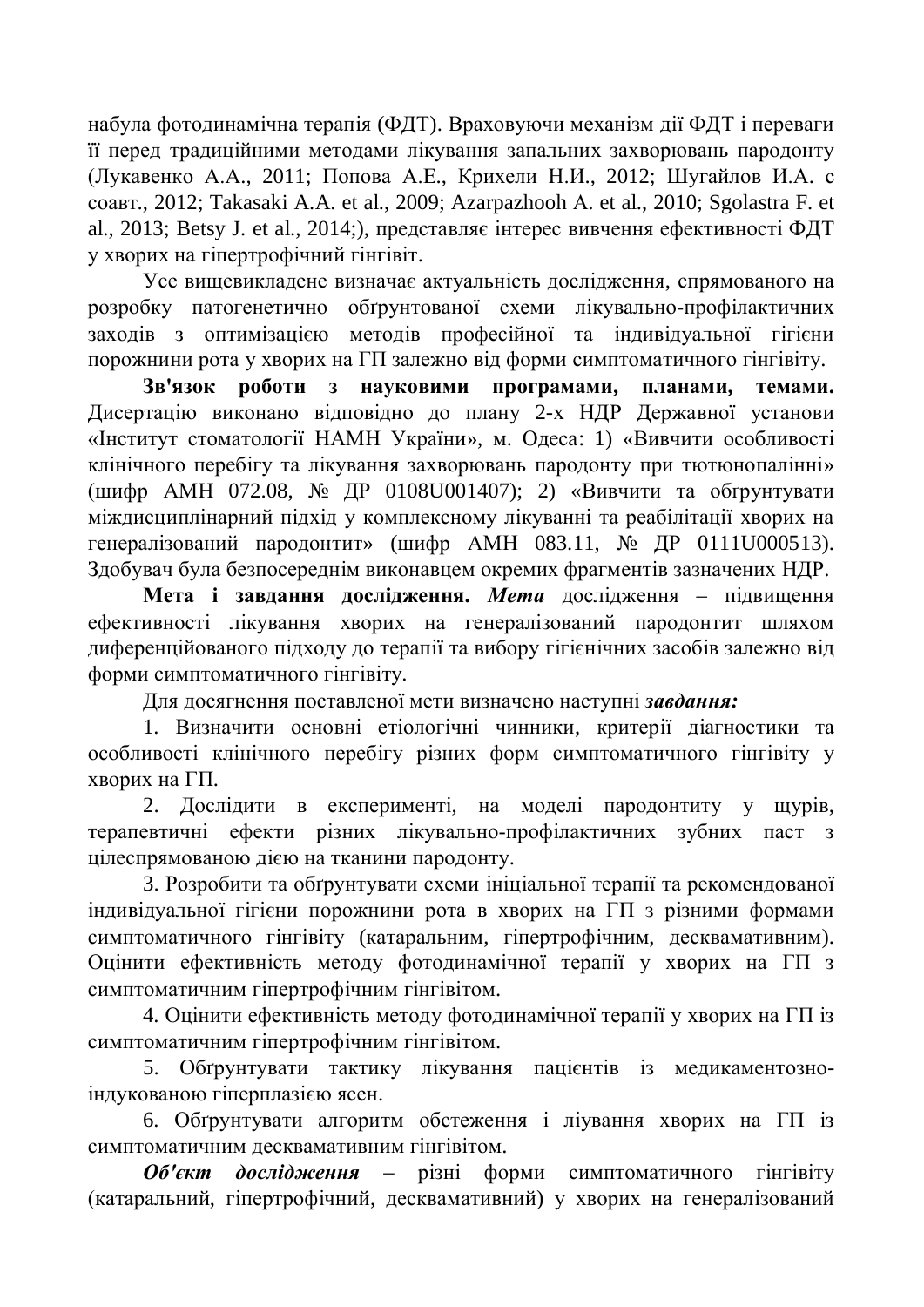набула фотодинамічна терапія (ФДТ). Враховуючи механізм дії ФДТ і переваги її перед традиційними методами лікування запальних захворювань пародонту (Лукавенко А.А., 2011; Попова А.Е., Крихели Н.И., 2012; Шугайлов И.А. с соавт., 2012; Takasaki A.A. et al., 2009; Azarpazhooh A. et al., 2010; Sgolastra F. et al., 2013; Betsy J. et al., 2014;), представляє інтерес вивчення ефективності ФДТ у хворих на гіпертрофічний гінгівіт.

Усе вищевикладене визначає актуальність дослідження, спрямованого на розробку патогенетично обґрунтованої схеми лікувально-профілактичних заходів з оптимізацією методів професійної та індивідуальної гігієни порожнини рота у хворих на ГП залежно від форми симптоматичного гінгівіту.

**Зв'язок роботи з науковими програмами, планами, темами.** Дисертацію виконано відповідно до плану 2-х НДР Державної установи «Інститут стоматології НАМН України», м. Одеса: 1) «Вивчити особливості клінічного перебігу та лікування захворювань пародонту при тютюнопалінні» (шифр АМН 072.08, № ДР 0108U001407); 2) «Вивчити та обґрунтувати міждисциплінарний підхід у комплексному лікуванні та реабілітації хворих на генералізований пародонтит» (шифр АМН 083.11, № ДР 0111U000513). Здобувач була безпосереднім виконавцем окремих фрагментів зазначених НДР.

**Мета і завдання дослідження.** ***Мета*** дослідження – підвищення ефективності лікування хворих на генералізований пародонтит шляхом диференційованого підходу до терапії та вибору гігієнічних засобів залежно від форми симптоматичного гінгівіту.

Для досягнення поставленої мети визначено наступні ***завдання:***

1. Визначити основні етіологічні чинники, критерії діагностики та особливості клінічного перебігу різних форм симптоматичного гінгівіту у хворих на ГП.

2. Дослідити в експерименті, на моделі пародонтиту у щурів, терапевтичні ефекти різних лікувально-профілактичних зубних паст з цілеспрямованою дією на тканини пародонту.

3. Розробити та обґрунтувати схеми ініціальної терапії та рекомендованої індивідуальної гігієни порожнини рота в хворих на ГП з різними формами симптоматичного гінгівіту (катаральним, гіпертрофічним, десквамативним). Оцінити ефективність методу фотодинамічної терапії у хворих на ГП з симптоматичним гіпертрофічним гінгівітом.

4. Оцінити ефективність методу фотодинамічної терапії у хворих на ГП із симптоматичним гіпертрофічним гінгівітом.

5. Обґрунтувати тактику лікування пацієнтів із медикаментозно-індукованою гіперплазією ясен.

6. Обґрунтувати алгоритм обстеження і ліування хворих на ГП із симптоматичним десквамативним гінгівітом.

***Об'єкт дослідження*** – різні форми симптоматичного гінгівіту (катаральний, гіпертрофічний, десквамативний) у хворих на генералізований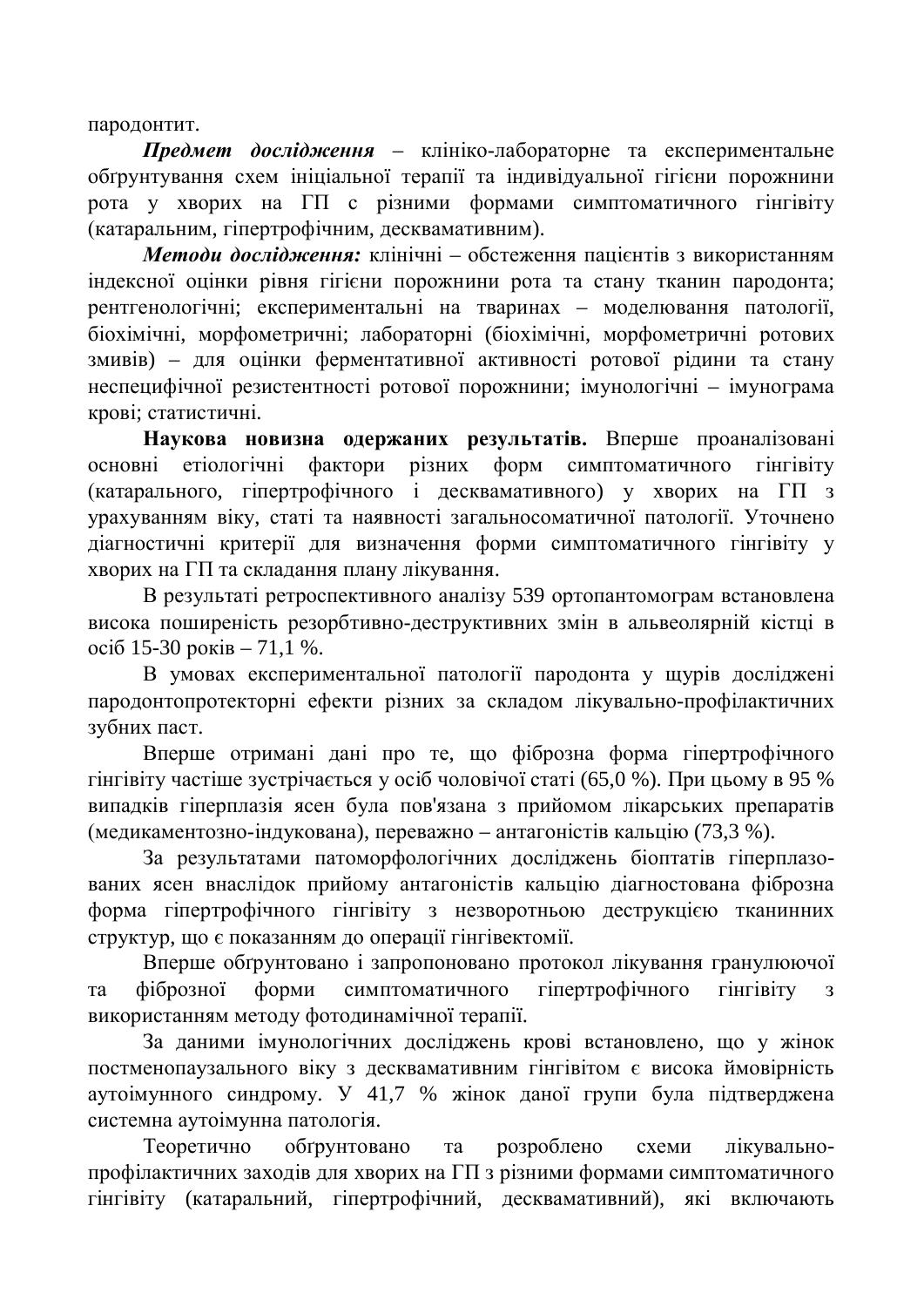пародонтит.

***Предмет дослідження*** – клініко-лабораторне та експериментальне обґрунтування схем ініціальної терапії та індивідуальної гігієни порожнини рота у хворих на ГП с різними формами симптоматичного гінгівіту (катаральним, гіпертрофічним, десквамативним).

***Методи дослідження:*** клінічні – обстеження пацієнтів з використанням індексної оцінки рівня гігієни порожнини рота та стану тканин пародонта; рентгенологічні; експериментальні на тваринах – моделювання патології, біохімічні, морфометричні; лабораторні (біохімічні, морфометричні ротових змивів) – для оцінки ферментативної активності ротової рідини та стану неспецифічної резистентності ротової порожнини; імунологічні – імунограма крові; статистичні.

**Наукова новизна одержаних результатів.** Вперше проаналізовані основні етіологічні фактори різних форм симптоматичного гінгівіту (катарального, гіпертрофічного і десквамативного) у хворих на ГП з урахуванням віку, статі та наявності загальносоматичної патології. Уточнено діагностичні критерії для визначення форми симптоматичного гінгівіту у хворих на ГП та складання плану лікування.

В результаті ретроспективного аналізу 539 ортопантомограм встановлена висока поширеність резорбтивно-деструктивних змін в альвеолярній кістці в осіб 15-30 років – 71,1 %.

В умовах експериментальної патології пародонта у щурів досліджені пародонтопротекторні ефекти різних за складом лікувально-профілактичних зубних паст.

Вперше отримані дані про те, що фіброзна форма гіпертрофічного гінгівіту частіше зустрічається у осіб чоловічої статі (65,0 %). При цьому в 95 % випадків гіперплазія ясен була пов'язана з прийомом лікарських препаратів (медикаментозно-індукована), переважно – антагоністів кальцію (73,3 %).

За результатами патоморфологічних досліджень біоптатів гіперплазованих ясен внаслідок прийому антагоністів кальцію діагностована фіброзна форма гіпертрофічного гінгівіту з незворотньою деструкцією тканинних структур, що є показанням до операції гінгівектомії.

Вперше обґрунтовано і запропоновано протокол лікування гранулюючої та фіброзної форми симптоматичного гіпертрофічного гінгівіту з використанням методу фотодинамічної терапії.

За даними імунологічних досліджень крові встановлено, що у жінок постменопаузального віку з десквамативним гінгівітом є висока ймовірність аутоімунного синдрому. У 41,7 % жінок даної групи була підтверджена системна аутоімунна патологія.

Теоретично обґрунтовано та розроблено схеми лікувально-профілактичних заходів для хворих на ГП з різними формами симптоматичного гінгівіту (катаральний, гіпертрофічний, десквамативний), які включають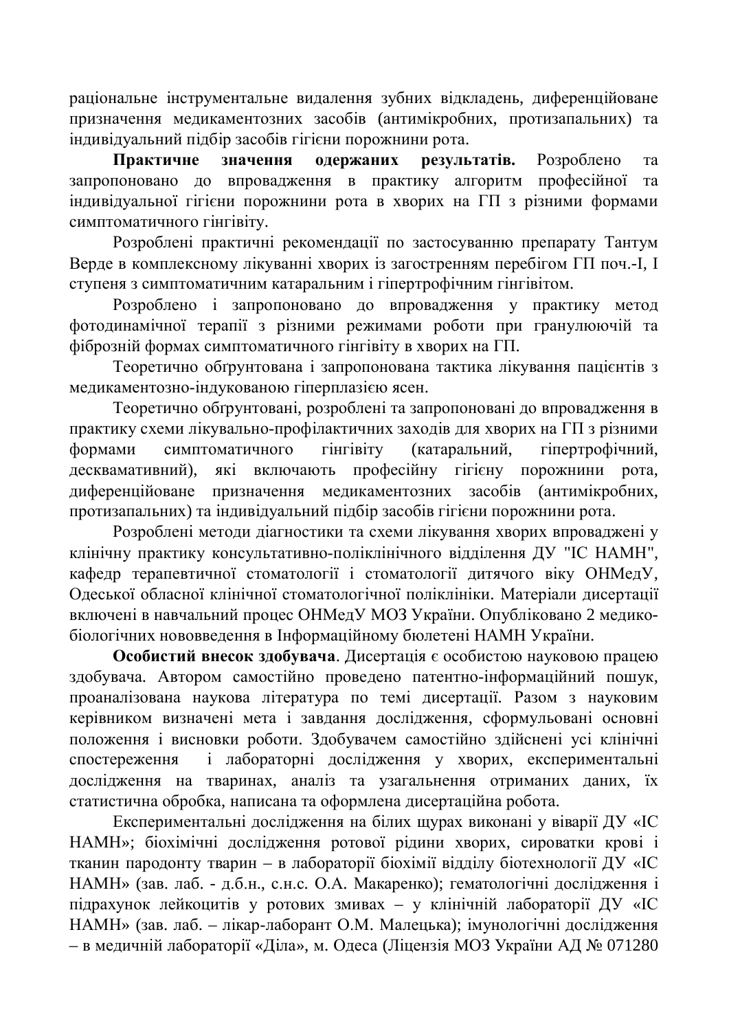раціональне інструментальне видалення зубних відкладень, диференційоване призначення медикаментозних засобів (антимікробних, протизапальних) та індивідуальний підбір засобів гігієни порожнини рота.

**Практичне значення одержаних результатів.** Розроблено та запропоновано до впровадження в практику алгоритм професійної та індивідуальної гігієни порожнини рота в хворих на ГП з різними формами симптоматичного гінгівіту.

Розроблені практичні рекомендації по застосуванню препарату Тантум Верде в комплексному лікуванні хворих із загостренням перебігом ГП поч.-І, І ступеня з симптоматичним катаральним і гіпертрофічним гінгівітом.

Розроблено і запропоновано до впровадження у практику метод фотодинамічної терапії з різними режимами роботи при гранулюючій та фіброзній формах симптоматичного гінгівіту в хворих на ГП.

Теоретично обґрунтована і запропонована тактика лікування пацієнтів з медикаментозно-індукованою гіперплазією ясен.

Теоретично обґрунтовані, розроблені та запропоновані до впровадження в практику схеми лікувально-профілактичних заходів для хворих на ГП з різними формами симптоматичного гінгівіту (катаральний, гіпертрофічний, десквамативний), які включають професійну гігієну порожнини рота, диференційоване призначення медикаментозних засобів (антимікробних, протизапальних) та індивідуальний підбір засобів гігієни порожнини рота.

Розроблені методи діагностики та схеми лікування хворих впроваджені у клінічну практику консультативно-поліклінічного відділення ДУ "ІС НАМН", кафедр терапевтичної стоматології і стоматології дитячого віку ОНМедУ, Одеської обласної клінічної стоматологічної поліклініки. Матеріали дисертації включені в навчальний процес ОНМедУ МОЗ України. Опубліковано 2 медико-біологічних нововведення в Інформаційному бюлетені НАМН України.

**Особистий внесок здобувача**. Дисертація є особистою науковою працею здобувача. Автором самостійно проведено патентно-інформаційний пошук, проаналізована наукова література по темі дисертації. Разом з науковим керівником визначені мета і завдання дослідження, сформульовані основні положення і висновки роботи. Здобувачем самостійно здійснені усі клінічні спостереження і лабораторні дослідження у хворих, експериментальні дослідження на тваринах, аналіз та узагальнення отриманих даних, їх статистична обробка, написана та оформлена дисертаційна робота.

Експериментальні дослідження на білих щурах виконані у віварії ДУ «ІС НАМН»; біохімічні дослідження ротової рідини хворих, сироватки крові і тканин пародонту тварин – в лабораторії біохімії відділу біотехнології ДУ «ІС НАМН» (зав. лаб. - д.б.н., с.н.с. О.А. Макаренко); гематологічні дослідження і підрахунок лейкоцитів у ротових змивах – у клінічній лабораторії ДУ «ІС НАМН» (зав. лаб. – лікар-лаборант О.М. Малецька); імунологічні дослідження – в медичній лабораторії «Діла», м. Одеса (Ліцензія МОЗ України АД № 071280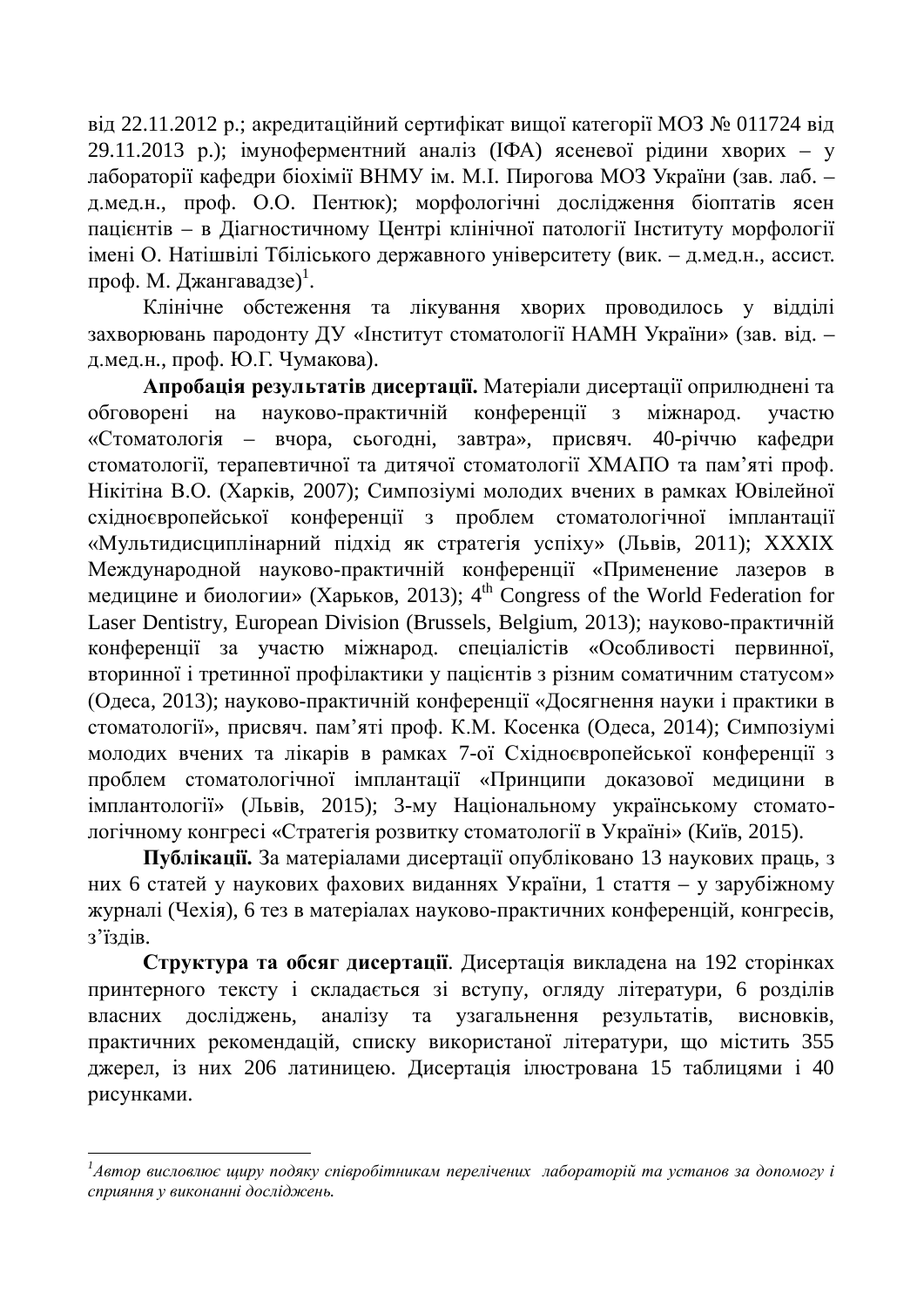від 22.11.2012 р.; акредитаційний сертифікат вищої категорії МОЗ № 011724 від 29.11.2013 р.); імуноферментний аналіз (ІФА) ясеневої рідини хворих – у лабораторії кафедри біохімії ВНМУ ім. М.І. Пирогова МОЗ України (зав. лаб. – д.мед.н., проф. О.О. Пентюк); морфологічні дослідження біоптатів ясен пацієнтів – в Діагностичному Центрі клінічної патології Інституту морфології імені О. Натішвілі Тбіліського державного університету (вик. – д.мед.н., ассист. проф. М. Джангавадзе)[1].

Клінічне обстеження та лікування хворих проводилось у відділі захворювань пародонту ДУ «Інститут стоматології НАМН України» (зав. від. – д.мед.н., проф. Ю.Г. Чумакова).

**Апробація результатів дисертації.** Матеріали дисертації оприлюднені та обговорені на науково-практичній конференції з міжнарод. участю «Стоматологія – вчора, сьогодні, завтра», присвяч. 40-річчю кафедри стоматології, терапевтичної та дитячої стоматології ХМАПО та пам'яті проф. Нікітіна В.О. (Харків, 2007); Симпозіумі молодих вчених в рамках Ювілейної східноєвропейської конференції з проблем стоматологічної імплантації «Мультидисциплінарний підхід як стратегія успіху» (Львів, 2011); XXXIX Международной науково-практичній конференції «Применение лазеров в медицине и биологии» (Харьков, 2013); 4[th] Congress of the World Federation for Laser Dentistry, European Division (Brussels, Belgium, 2013); науково-практичній конференції за участю міжнарод. спеціалістів «Особливості первинної, вторинної і третинної профілактики у пацієнтів з різним соматичним статусом» (Одеса, 2013); науково-практичній конференції «Досягнення науки і практики в стоматології», присвяч. пам'яті проф. К.М. Косенка (Одеса, 2014); Симпозіумі молодих вчених та лікарів в рамках 7-ої Східноєвропейської конференції з проблем стоматологічної імплантації «Принципи доказової медицини в імплантології» (Львів, 2015); 3-му Національному українському стоматологічному конгресі «Стратегія розвитку стоматології в Україні» (Київ, 2015).

**Публікації.** За матеріалами дисертації опубліковано 13 наукових праць, з них 6 статей у наукових фахових виданнях України, 1 стаття – у зарубіжному журналі (Чехія), 6 тез в матеріалах науково-практичних конференцій, конгресів, з'їздів.

**Структура та обсяг дисертації**. Дисертація викладена на 192 сторінках принтерного тексту і складається зі вступу, огляду літератури, 6 розділів власних досліджень, аналізу та узагальнення результатів, висновків, практичних рекомендацій, списку використаної літератури, що містить 355 джерел, із них 206 латиницею. Дисертація ілюстрована 15 таблицями і 40 рисунками.

---

[1] *Автор висловлює щиру подяку співробітникам перелічених лабораторій та установ за допомогу і сприяння у виконанні досліджень.*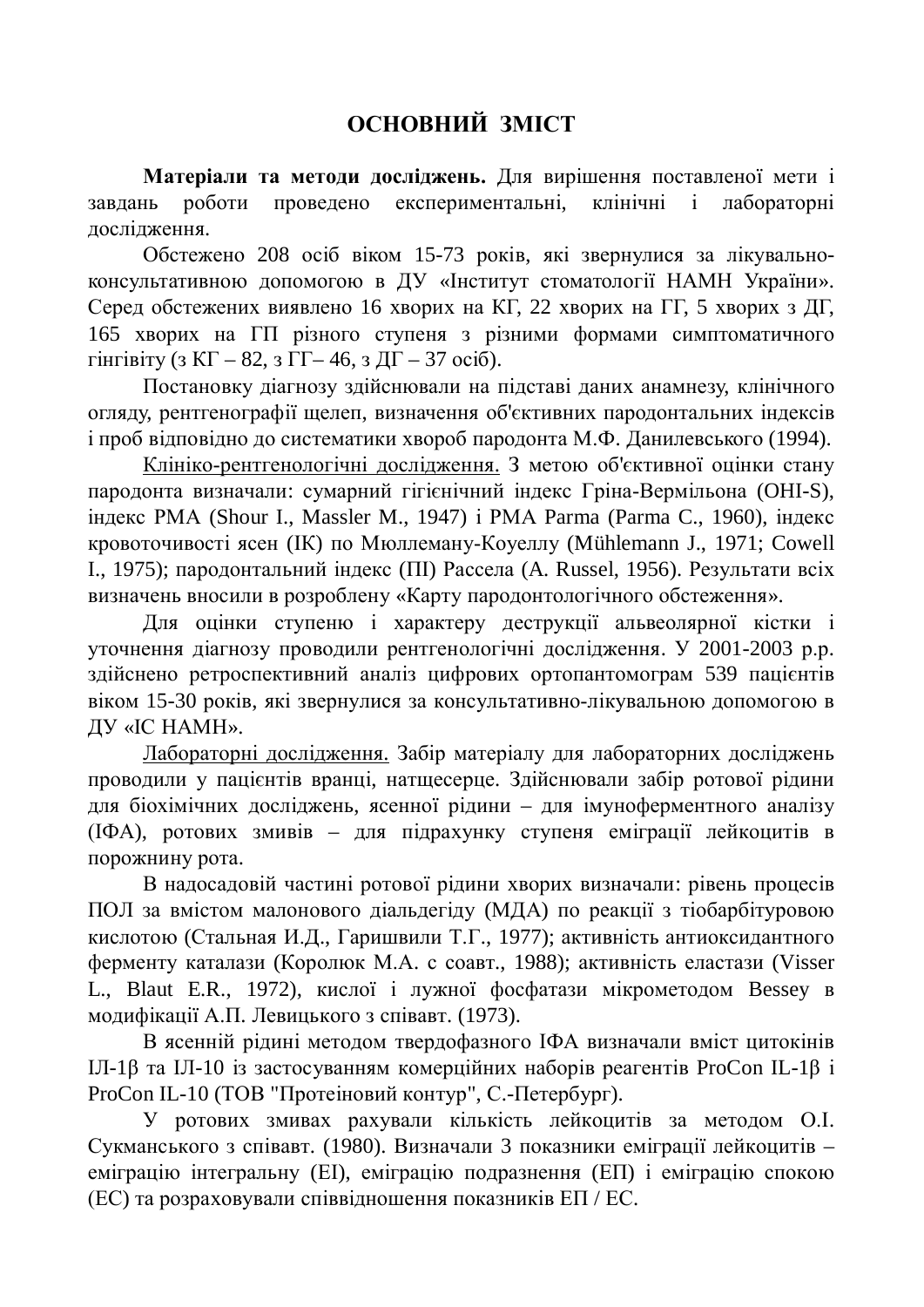## ОСНОВНИЙ ЗМІСТ

**Матеріали та методи досліджень.** Для вирішення поставленої мети і завдань роботи проведено експериментальні, клінічні і лабораторні дослідження.

Обстежено 208 осіб віком 15-73 років, які звернулися за лікувально-консультативною допомогою в ДУ «Інститут стоматології НАМН України». Серед обстежених виявлено 16 хворих на КГ, 22 хворих на ГГ, 5 хворих з ДГ, 165 хворих на ГП різного ступеня з різними формами симптоматичного гінгівіту (з КГ – 82, з ГГ– 46, з ДГ – 37 осіб).

Постановку діагнозу здійснювали на підставі даних анамнезу, клінічного огляду, рентгенографії щелеп, визначення об'єктивних пародонтальних індексів і проб відповідно до систематики хвороб пародонта М.Ф. Данилевського (1994).

Клініко-рентгенологічні дослідження. З метою об'єктивної оцінки стану пародонта визначали: сумарний гігієнічний індекс Гріна-Вермільона (OHI-S), індекс PMA (Shour I., Massler M., 1947) і PMA Parma (Parma C., 1960), індекс кровоточивості ясен (ІК) по Мюллеману-Коуеллу (Mühlemann J., 1971; Cowell I., 1975); пародонтальний індекс (ПІ) Рассела (A. Russel, 1956). Результати всіх визначень вносили в розроблену «Карту пародонтологічного обстеження».

Для оцінки ступеню і характеру деструкції альвеолярної кістки і уточнення діагнозу проводили рентгенологічні дослідження. У 2001-2003 р.р. здійснено ретроспективний аналіз цифрових ортопантомограм 539 пацієнтів віком 15-30 років, які звернулися за консультативно-лікувальною допомогою в ДУ «ІС НАМН».

Лабораторні дослідження. Забір матеріалу для лабораторних досліджень проводили у пацієнтів вранці, натщесерце. Здійснювали забір ротової рідини для біохімічних досліджень, ясенної рідини – для імуноферментного аналізу (ІФА), ротових змивів – для підрахунку ступеня еміграції лейкоцитів в порожнину рота.

В надосадовій частині ротової рідини хворих визначали: рівень процесів ПОЛ за вмістом малонового діальдегіду (МДА) по реакції з тіобарбітуровою кислотою (Стальная И.Д., Гаришвили Т.Г., 1977); активність антиоксидантного ферменту каталази (Королюк М.А. с соавт., 1988); активність еластази (Visser L., Blaut E.R., 1972), кислої і лужної фосфатази мікрометодом Bessey в модифікації А.П. Левицького з співавт. (1973).

В ясенній рідині методом твердофазного ІФА визначали вміст цитокінів ІЛ-1β та ІЛ-10 із застосуванням комерційних наборів реагентів ProCon IL-1β і ProCon IL-10 (ТОВ "Протеіновий контур", С.-Петербург).

У ротових змивах рахували кількість лейкоцитів за методом О.І. Сукманського з співавт. (1980). Визначали 3 показники еміграції лейкоцитів – еміграцію інтегральну (ЕІ), еміграцію подразнення (ЕП) і еміграцію спокою (ЕС) та розраховували співвідношення показників ЕП / ЕС.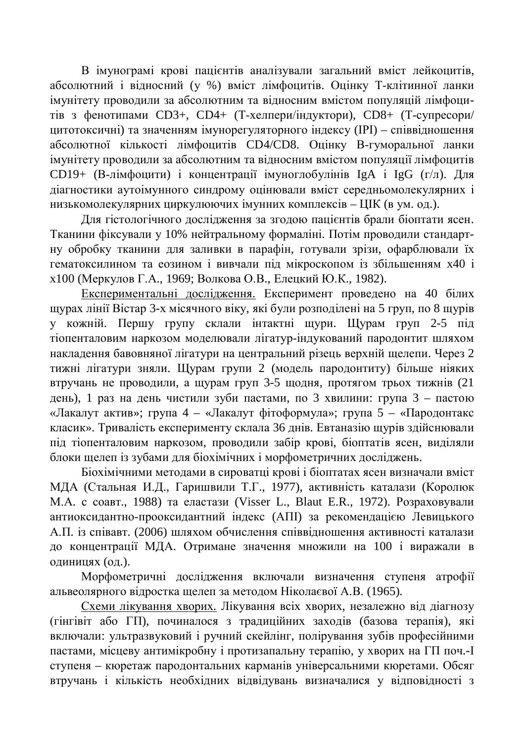В імунограмі крові пацієнтів аналізували загальний вміст лейкоцитів, абсолютний і відносний (у %) вміст лімфоцитів. Оцінку Т-клітинної ланки імунітету проводили за абсолютним та відносним вмістом популяцій лімфоцитів з фенотипами CD3+, CD4+ (Т-хелпери/індуктори), CD8+ (Т-супресори/цитотоксичні) та значенням імунорегуляторного індексу (ІРІ) – співвідношення абсолютної кількості лімфоцитів CD4/CD8. Оцінку В-гуморальної ланки імунітету проводили за абсолютним та відносним вмістом популяції лімфоцитів CD19+ (В-лімфоцити) і концентрації імуноглобулінів IgA і IgG (г/л). Для діагностики аутоімунного синдрому оцінювали вміст середньомолекулярних і низькомолекулярних циркулюючих імунних комплексів – ЦІК (в ум. од.).

Для гістологічного дослідження за згодою пацієнтів брали біоптати ясен. Тканини фіксували у 10% нейтральному формаліні. Потім проводили стандартну обробку тканини для заливки в парафін, готували зрізи, офарблювали їх гематоксилином та еозином і вивчали під мікроскопом із збільшенням х40 і х100 (Меркулов Г.А., 1969; Волкова О.В., Елецкий Ю.К., 1982).

Експериментальні дослідження. Експеримент проведено на 40 білих щурах лінії Вістар 3-х місячного віку, які були розподілені на 5 груп, по 8 щурів у кожній. Першу групу склали інтактні щури. Щурам груп 2-5 під тіопенталовим наркозом моделювали лігатур-індукований пародонтит шляхом накладення бавовняної лігатури на центральний різець верхній щелепи. Через 2 тижні лігатури зняли. Щурам групи 2 (модель пародонтиту) більше ніяких втручань не проводили, а щурам груп 3-5 щодня, протягом трьох тижнів (21 день), 1 раз на день чистили зуби пастами, по 3 хвилини: група 3 – пастою «Лакалут актив»; група 4 – «Лакалут фітоформула»; група 5 – «Пародонтакс класик». Тривалість експерименту склала 36 днів. Евтаназію щурів здійснювали під тіопенталовим наркозом, проводили забір крові, біоптатів ясен, виділяли блоки щелеп із зубами для біохімічних і морфометричних досліджень.

Біохімічними методами в сироватці крові і біоптатах ясен визначали вміст МДА (Стальная И.Д., Гаришвили Т.Г., 1977), активність каталази (Королюк М.А. с соавт., 1988) та еластази (Visser L., Blaut E.R., 1972). Розраховували антиоксидантно-прооксидантний індекс (АПІ) за рекомендацією Левицького А.П. із співавт. (2006) шляхом обчислення співвідношення активності каталази до концентрації МДА. Отримане значення множили на 100 і виражали в одиницях (од.).

Морфометричні дослідження включали визначення ступеня атрофії альвеолярного відростка щелеп за методом Ніколаєвої А.В. (1965).

Схеми лікування хворих. Лікування всіх хворих, незалежно від діагнозу (гінгівіт або ГП), починалося з традиційних заходів (базова терапія), які включали: ультразвуковий і ручний скейлінг, полірування зубів професійними пастами, місцеву антимікробну і протизапальну терапію, у хворих на ГП поч.-І ступеня – кюретаж пародонтальних карманів універсальними кюретами. Обсяг втручань і кількість необхідних відвідувань визначалися у відповідності з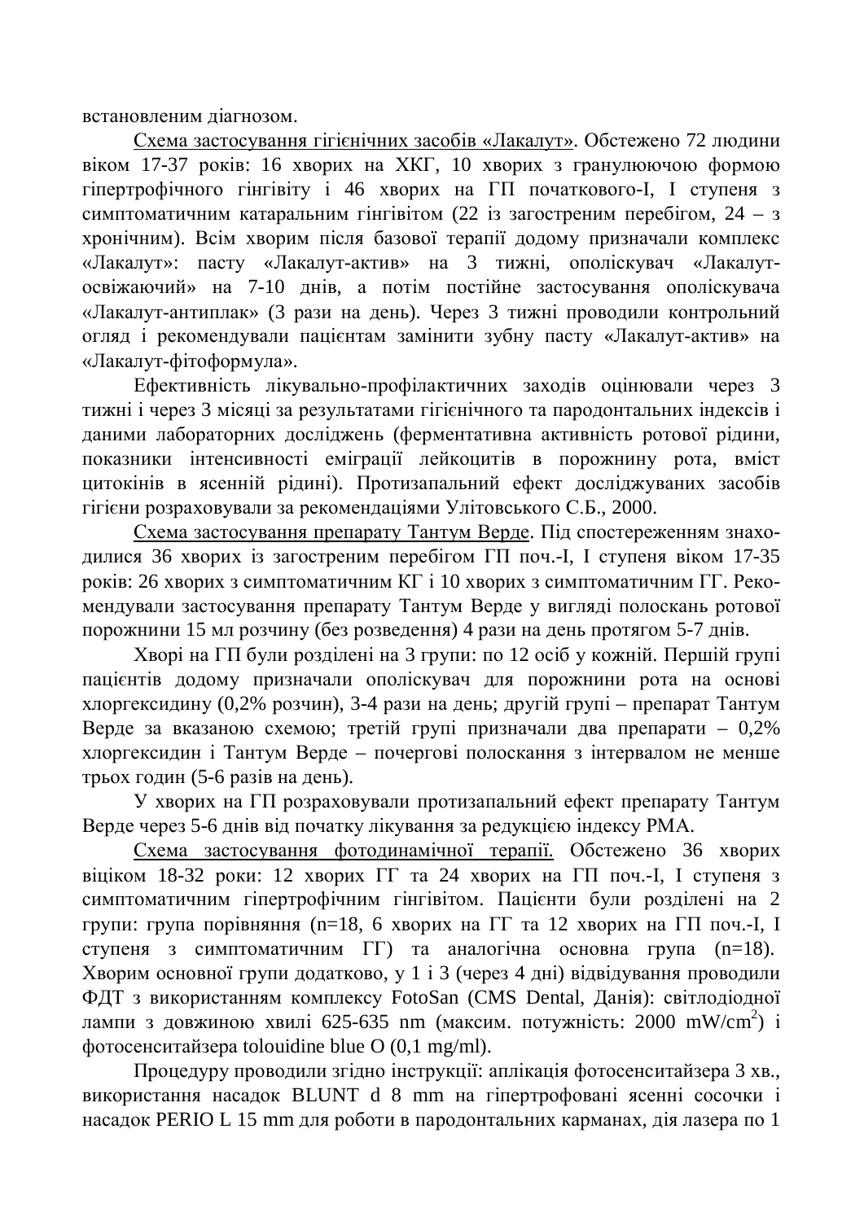встановленим діагнозом.

Схема застосування гігієнічних засобів «Лакалут». Обстежено 72 людини віком 17-37 років: 16 хворих на ХКГ, 10 хворих з гранулюючою формою гіпертрофічного гінгівіту і 46 хворих на ГП початкового-І, І ступеня з симптоматичним катаральним гінгівітом (22 із загостреним перебігом, 24 – з хронічним). Всім хворим після базової терапії додому призначали комплекс «Лакалут»: пасту «Лакалут-актив» на 3 тижні, ополіскувач «Лакалут-освіжаючий» на 7-10 днів, а потім постійне застосування ополіскувача «Лакалут-антиплак» (3 рази на день). Через 3 тижні проводили контрольний огляд і рекомендували пацієнтам замінити зубну пасту «Лакалут-актив» на «Лакалут-фітоформула».

Ефективність лікувально-профілактичних заходів оцінювали через 3 тижні і через 3 місяці за результатами гігієнічного та пародонтальних індексів і даними лабораторних досліджень (ферментативна активність ротової рідини, показники інтенсивності еміграції лейкоцитів в порожнину рота, вміст цитокінів в ясенній рідині). Протизапальний ефект досліджуваних засобів гігієни розраховували за рекомендаціями Улітовського С.Б., 2000.

Схема застосування препарату Тантум Верде. Під спостереженням знаходилися 36 хворих із загостреним перебігом ГП поч.-І, І ступеня віком 17-35 років: 26 хворих з симптоматичним КГ і 10 хворих з симптоматичним ГГ. Рекомендували застосування препарату Тантум Верде у вигляді полоскань ротової порожнини 15 мл розчину (без розведення) 4 рази на день протягом 5-7 днів.

Хворі на ГП були розділені на 3 групи: по 12 осіб у кожній. Першій групі пацієнтів додому призначали ополіскувач для порожнини рота на основі хлоргексидину (0,2% розчин), 3-4 рази на день; другій групі – препарат Тантум Верде за вказаною схемою; третій групі призначали два препарати – 0,2% хлоргексидин і Тантум Верде – почергові полоскання з інтервалом не менше трьох годин (5-6 разів на день).

У хворих на ГП розраховували протизапальний ефект препарату Тантум Верде через 5-6 днів від початку лікування за редукцією індексу РМА.

Схема застосування фотодинамічної терапії. Обстежено 36 хворих віком 18-32 роки: 12 хворих ГГ та 24 хворих на ГП поч.-І, І ступеня з симптоматичним гіпертрофічним гінгівітом. Пацієнти були розділені на 2 групи: група порівняння (n=18, 6 хворих на ГГ та 12 хворих на ГП поч.-І, І ступеня з симптоматичним ГГ) та аналогічна основна група (n=18). Хворим основної групи додатково, у 1 і 3 (через 4 дні) відвідування проводили ФДТ з використанням комплексу FotoSan (CMS Dental, Данія): світлодіодної лампи з довжиною хвилі 625-635 nm (максим. потужність: 2000 $mW/cm^2$) і фотосенситайзера tolouidine blue O (0,1 mg/ml).

Процедуру проводили згідно інструкції: аплікація фотосенситайзера 3 хв., використання насадок BLUNT d 8 mm на гіпертрофовані ясенні сосочки і насадок PERIO L 15 mm для роботи в пародонтальних карманах, дія лазера по 1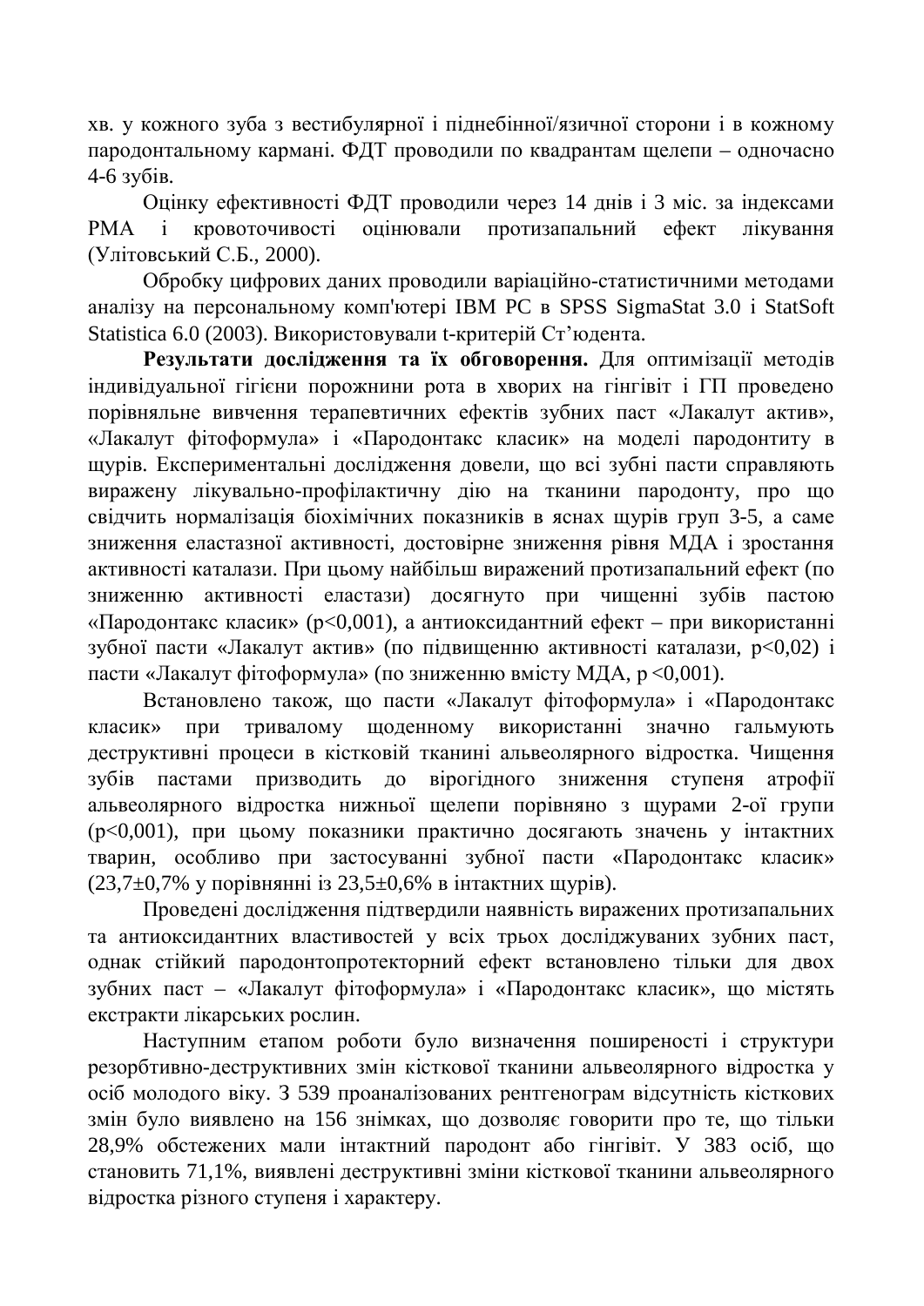хв. у кожного зуба з вестибулярної і піднебінної/язичної сторони і в кожному пародонтальному кармані. ФДТ проводили по квадрантам щелепи – одночасно 4-6 зубів.

Оцінку ефективності ФДТ проводили через 14 днів і 3 міс. за індексами РМА і кровоточивості оцінювали протизапальний ефект лікування (Улітовський С.Б., 2000).

Обробку цифрових даних проводили варіаційно-статистичними методами аналізу на персональному комп'ютері IBM PC в SPSS SigmaStat 3.0 і StatSoft Statistica 6.0 (2003). Використовували t-критерій Ст'юдента.

**Результати дослідження та їх обговорення.** Для оптимізації методів індивідуальної гігієни порожнини рота в хворих на гінгівіт і ГП проведено порівняльне вивчення терапевтичних ефектів зубних паст «Лакалут актив», «Лакалут фітоформула» і «Пародонтакс класик» на моделі пародонтиту в щурів. Експериментальні дослідження довели, що всі зубні пасти справляють виражену лікувально-профілактичну дію на тканини пародонту, про що свідчить нормалізація біохімічних показників в яснах щурів груп 3-5, а саме зниження еластазної активності, достовірне зниження рівня МДА і зростання активності каталази. При цьому найбільш виражений протизапальний ефект (по зниженню активності еластази) досягнуто при чищенні зубів пастою «Пародонтакс класик» ($p<0,001$), а антиоксидантний ефект – при використанні зубної пасти «Лакалут актив» (по підвищенню активності каталази, $p<0,02$) і пасти «Лакалут фітоформула» (по зниженню вмісту МДА, $p<0,001$).

Встановлено також, що пасти «Лакалут фітоформула» і «Пародонтакс класик» при тривалому щоденному використанні значно гальмують деструктивні процеси в кістковій тканині альвеолярного відростка. Чищення зубів пастами призводить до вірогідного зниження ступеня атрофії альвеолярного відростка нижньої щелепи порівняно з щурами 2-ої групи ($p<0,001$), при цьому показники практично досягають значень у інтактних тварин, особливо при застосуванні зубної пасти «Пародонтакс класик» ($23,7\pm0,7\%$ у порівнянні із $23,5\pm0,6\%$ в інтактних щурів).

Проведені дослідження підтвердили наявність виражених протизапальних та антиоксидантних властивостей у всіх трьох досліджуваних зубних паст, однак стійкий пародонтопротекторний ефект встановлено тільки для двох зубних паст – «Лакалут фітоформула» і «Пародонтакс класик», що містять екстракти лікарських рослин.

Наступним етапом роботи було визначення поширеності і структури резорбтивно-деструктивних змін кісткової тканини альвеолярного відростка у осіб молодого віку. З 539 проаналізованих рентгенограм відсутність кісткових змін було виявлено на 156 знімках, що дозволяє говорити про те, що тільки 28,9% обстежених мали інтактний пародонт або гінгівіт. У 383 осіб, що становить 71,1%, виявлені деструктивні зміни кісткової тканини альвеолярного відростка різного ступеня і характеру.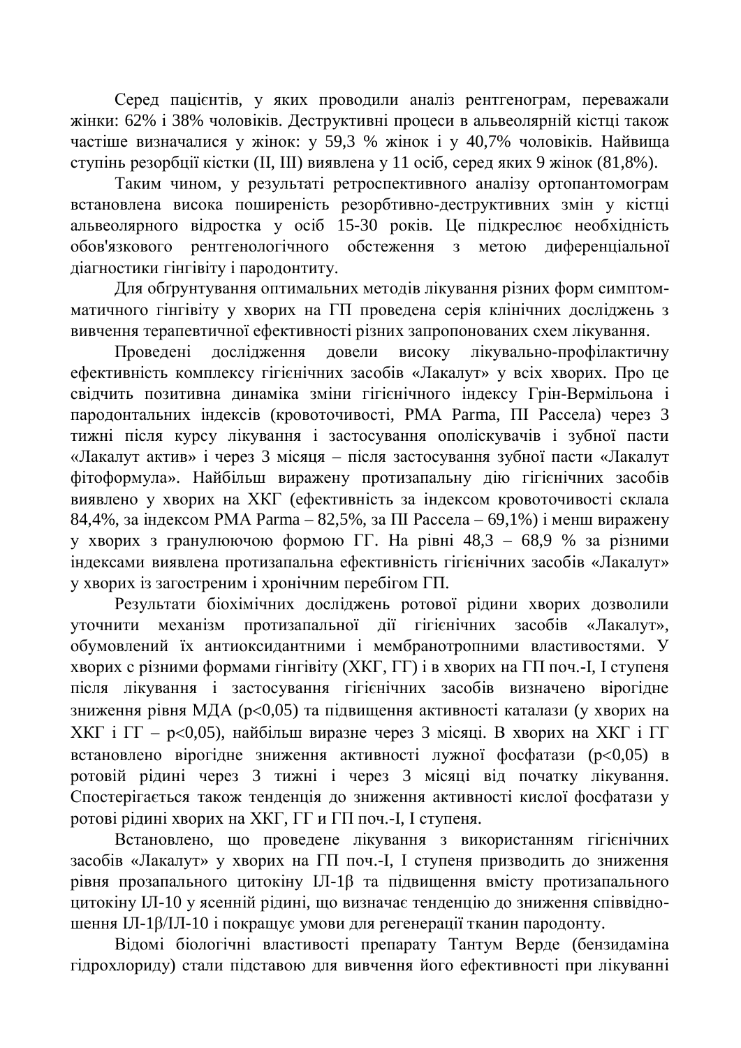Серед пацієнтів, у яких проводили аналіз рентгенограм, переважали жінки: 62% і 38% чоловіків. Деструктивні процеси в альвеолярній кістці також частіше визначалися у жінок: у 59,3 % жінок і у 40,7% чоловіків. Найвища ступінь резорбції кістки (II, III) виявлена у 11 осіб, серед яких 9 жінок (81,8%).

Таким чином, у результаті ретроспективного аналізу ортопантомограм встановлена висока поширеність резорбтивно-деструктивних змін у кістці альвеолярного відростка у осіб 15-30 років. Це підкреслює необхідність обов'язкового рентгенологічного обстеження з метою диференціальної діагностики гінгівіту і пародонтиту.

Для обґрунтування оптимальних методів лікування різних форм симптомматичного гінгівіту у хворих на ГП проведена серія клінічних досліджень з вивчення терапевтичної ефективності різних запропонованих схем лікування.

Проведені дослідження довели високу лікувально-профілактичну ефективність комплексу гігієнічних засобів «Лакалут» у всіх хворих. Про це свідчить позитивна динаміка зміни гігієнічного індексу Грін-Вермільона і пародонтальних індексів (кровоточивості, РМА Parma, ПІ Рассела) через 3 тижні після курсу лікування і застосування ополіскувачів і зубної пасти «Лакалут актив» і через 3 місяця – після застосування зубної пасти «Лакалут фітоформула». Найбільш виражену протизапальну дію гігієнічних засобів виявлено у хворих на ХКГ (ефективність за індексом кровоточивості склала 84,4%, за індексом РМА Parma – 82,5%, за ПІ Рассела – 69,1%) і менш виражену у хворих з гранулюючою формою ГГ. На рівні 48,3 – 68,9 % за різними індексами виявлена протизапальна ефективність гігієнічних засобів «Лакалут» у хворих із загостреним і хронічним перебігом ГП.

Результати біохімічних досліджень ротової рідини хворих дозволили уточнити механізм протизапальної дії гігієнічних засобів «Лакалут», обумовлений їх антиоксидантними і мембранотропними властивостями. У хворих с різними формами гінгівіту (ХКГ, ГГ) і в хворих на ГП поч.-І, І ступеня після лікування і застосування гігієнічних засобів визначено вірогідне зниження рівня МДА ($p<0,05$) та підвищення активності каталази (у хворих на ХКГ і ГГ – $p<0,05$), найбільш виразне через 3 місяці. В хворих на ХКГ і ГГ встановлено вірогідне зниження активності лужної фосфатази ($p<0,05$) в ротовій рідині через 3 тижні і через 3 місяці від початку лікування. Спостерігається також тенденція до зниження активності кислої фосфатази у ротові рідині хворих на ХКГ, ГГ и ГП поч.-І, І ступеня.

Встановлено, що проведене лікування з використанням гігієнічних засобів «Лакалут» у хворих на ГП поч.-І, І ступеня призводить до зниження рівня прозапального цитокіну ІЛ-1β та підвищення вмісту протизапального цитокіну ІЛ-10 у ясенній рідині, що визначає тенденцію до зниження співвідношення ІЛ-1β/ІЛ-10 і покращує умови для регенерації тканин пародонту.

Відомі біологічні властивості препарату Тантум Верде (бензидаміна гідрохлориду) стали підставою для вивчення його ефективності при лікуванні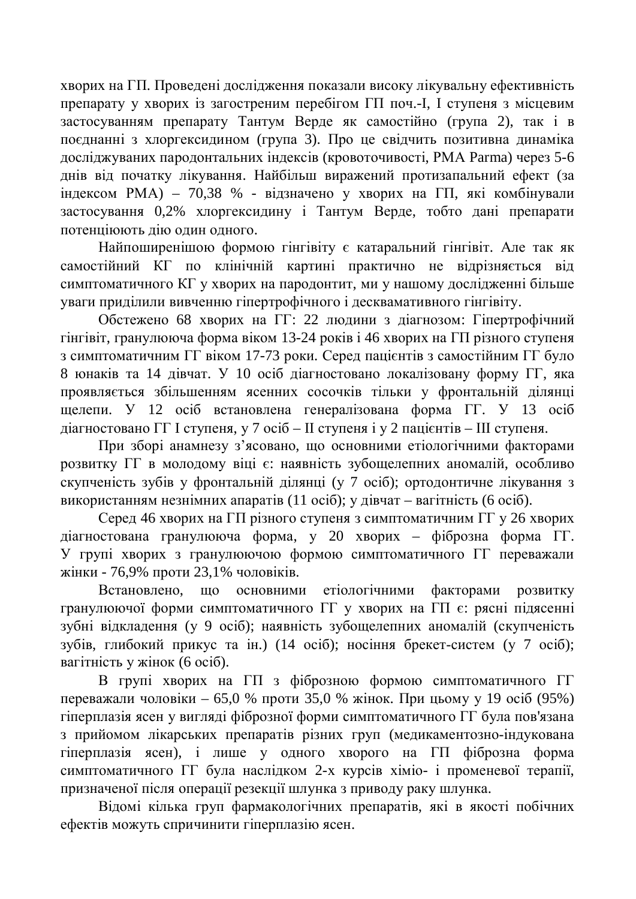хворих на ГП. Проведені дослідження показали високу лікувальну ефективність препарату у хворих із загостреним перебігом ГП поч.-І, І ступеня з місцевим застосуванням препарату Тантум Верде як самостійно (група 2), так і в поєднанні з хлоргексидином (група 3). Про це свідчить позитивна динаміка досліджуваних пародонтальних індексів (кровоточивості, РМА Parma) через 5-6 днів від початку лікування. Найбільш виражений протизапальний ефект (за індексом РМА) – 70,38 % - відзначено у хворих на ГП, які комбінували застосування 0,2% хлоргексидину і Тантум Верде, тобто дані препарати потенціюють дію один одного.

Найпоширенішою формою гінгівіту є катаральний гінгівіт. Але так як самостійний КГ по клінічній картині практично не відрізняється від симптоматичного КГ у хворих на пародонтит, ми у нашому дослідженні більше уваги приділили вивченню гіпертрофічного і десквамативного гінгівіту.

Обстежено 68 хворих на ГГ: 22 людини з діагнозом: Гіпертрофічний гінгівіт, гранулююча форма віком 13-24 років і 46 хворих на ГП різного ступеня з симптоматичним ГГ віком 17-73 роки. Серед пацієнтів з самостійним ГГ було 8 юнаків та 14 дівчат. У 10 осіб діагностовано локалізовану форму ГГ, яка проявляється збільшенням ясенних сосочків тільки у фронтальній ділянці щелепи. У 12 осіб встановлена генералізована форма ГГ. У 13 осіб діагностовано ГГ І ступеня, у 7 осіб – ІІ ступеня і у 2 пацієнтів – ІІІ ступеня.

При зборі анамнезу з’ясовано, що основними етіологічними факторами розвитку ГГ в молодому віці є: наявність зубощелепних аномалій, особливо скупченість зубів у фронтальній ділянці (у 7 осіб); ортодонтичне лікування з використанням незнімних апаратів (11 осіб); у дівчат – вагітність (6 осіб).

Серед 46 хворих на ГП різного ступеня з симптоматичним ГГ у 26 хворих діагностована гранулююча форма, у 20 хворих – фіброзна форма ГГ. У групі хворих з гранулюючою формою симптоматичного ГГ переважали жінки - 76,9% проти 23,1% чоловіків.

Встановлено, що основними етіологічними факторами розвитку гранулюючої форми симптоматичного ГГ у хворих на ГП є: рясні підясенні зубні відкладення (у 9 осіб); наявність зубощелепних аномалій (скупченість зубів, глибокий прикус та ін.) (14 осіб); носіння брекет-систем (у 7 осіб); вагітність у жінок (6 осіб).

В групі хворих на ГП з фіброзною формою симптоматичного ГГ переважали чоловіки – 65,0 % проти 35,0 % жінок. При цьому у 19 осіб (95%) гіперплазія ясен у вигляді фіброзної форми симптоматичного ГГ була пов'язана з прийомом лікарських препаратів різних груп (медикаментозно-індукована гіперплазія ясен), і лише у одного хворого на ГП фіброзна форма симптоматичного ГГ була наслідком 2-х курсів хіміо- і променевої терапії, призначеної після операції резекції шлунка з приводу раку шлунка.

Відомі кілька груп фармакологічних препаратів, які в якості побічних ефектів можуть спричинити гіперплазію ясен.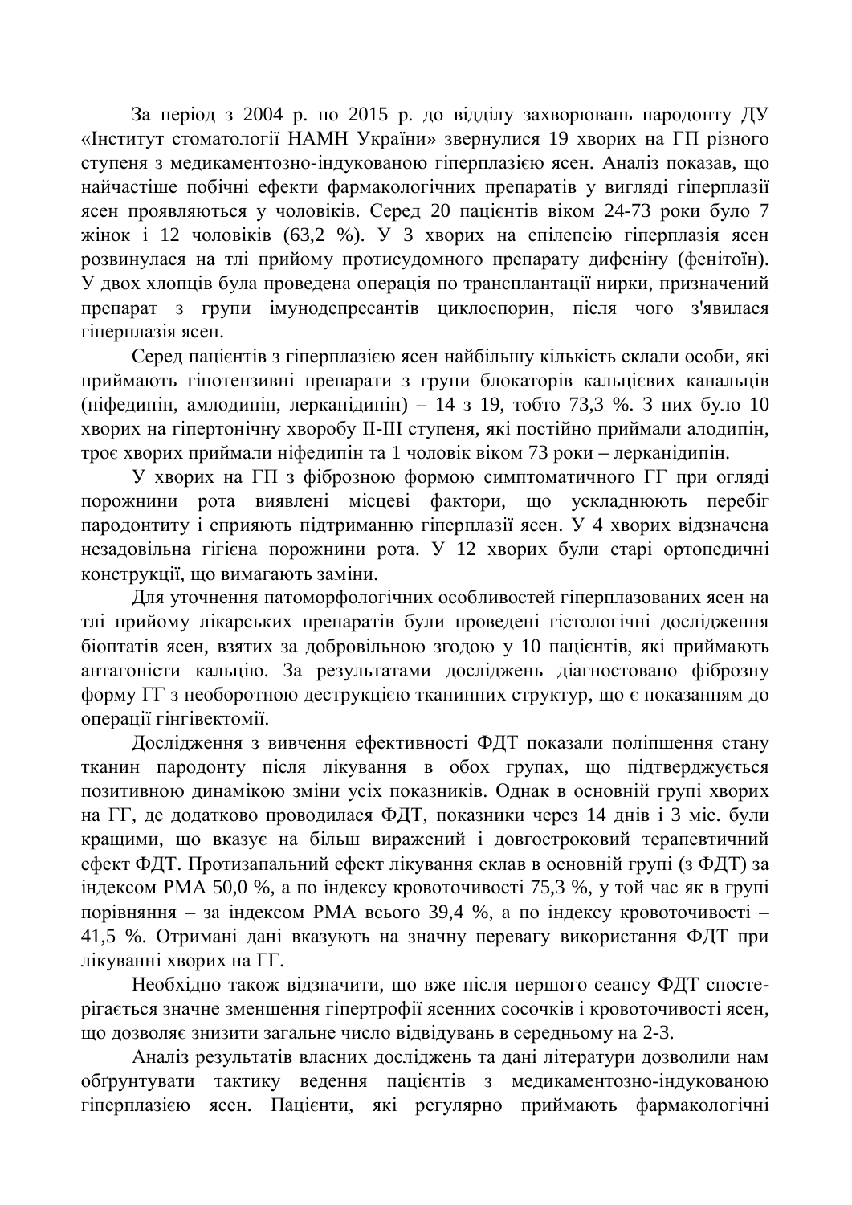За період з 2004 р. по 2015 р. до відділу захворювань пародонту ДУ «Інститут стоматології НАМН України» звернулися 19 хворих на ГП різного ступеня з медикаментозно-індукованою гіперплазією ясен. Аналіз показав, що найчастіше побічні ефекти фармакологічних препаратів у вигляді гіперплазії ясен проявляються у чоловіків. Серед 20 пацієнтів віком 24-73 роки було 7 жінок і 12 чоловіків (63,2 %). У 3 хворих на епілепсію гіперплазія ясен розвинулася на тлі прийому протисудомного препарату дифеніну (фенітоїн). У двох хлопців була проведена операція по трансплантації нирки, призначений препарат з групи імунодепресантів циклоспорин, після чого з'явилася гіперплазія ясен.

Серед пацієнтів з гіперплазією ясен найбільшу кількість склали особи, які приймають гіпотензивні препарати з групи блокаторів кальцієвих канальців (ніфедипін, амлодипін, лерканідипін) – 14 з 19, тобто 73,3 %. З них було 10 хворих на гіпертонічну хворобу II-III ступеня, які постійно приймали алодипін, троє хворих приймали ніфедипін та 1 чоловік віком 73 роки – лерканідипін.

У хворих на ГП з фіброзною формою симптоматичного ГГ при огляді порожнини рота виявлені місцеві фактори, що ускладнюють перебіг пародонтиту і сприяють підтриманню гіперплазії ясен. У 4 хворих відзначена незадовільна гігієна порожнини рота. У 12 хворих були старі ортопедичні конструкції, що вимагають заміни.

Для уточнення патоморфологічних особливостей гіперплазованих ясен на тлі прийому лікарських препаратів були проведені гістологічні дослідження біоптатів ясен, взятих за добровільною згодою у 10 пацієнтів, які приймають антагоністи кальцію. За результатами досліджень діагностовано фіброзну форму ГГ з необоротною деструкцією тканинних структур, що є показанням до операції гінгівектомії.

Дослідження з вивчення ефективності ФДТ показали поліпшення стану тканин пародонту після лікування в обох групах, що підтверджується позитивною динамікою зміни усіх показників. Однак в основній групі хворих на ГГ, де додатково проводилася ФДТ, показники через 14 днів і 3 міс. були кращими, що вказує на більш виражений і довгостроковий терапевтичний ефект ФДТ. Протизапальний ефект лікування склав в основній групі (з ФДТ) за індексом РМА 50,0 %, а по індексу кровоточивості 75,3 %, у той час як в групі порівняння – за індексом РМА всього 39,4 %, а по індексу кровоточивості – 41,5 %. Отримані дані вказують на значну перевагу використання ФДТ при лікуванні хворих на ГГ.

Необхідно також відзначити, що вже після першого сеансу ФДТ спостерігається значне зменшення гіпертрофії ясенних сосочків і кровоточивості ясен, що дозволяє знизити загальне число відвідувань в середньому на 2-3.

Аналіз результатів власних досліджень та дані літератури дозволили нам обґрунтувати тактику ведення пацієнтів з медикаментозно-індукованою гіперплазією ясен. Пацієнти, які регулярно приймають фармакологічні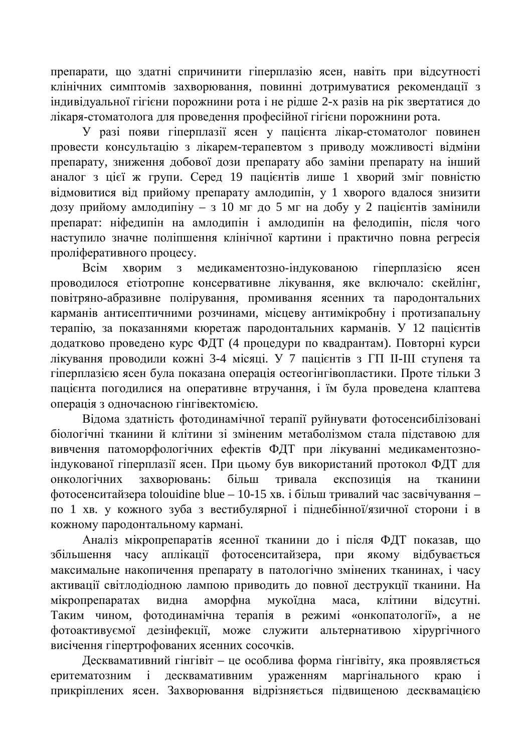препарати, що здатні спричинити гіперплазію ясен, навіть при відсутності клінічних симптомів захворювання, повинні дотримуватися рекомендації з індивідуальної гігієни порожнини рота і не рідше 2-х разів на рік звертатися до лікаря-стоматолога для проведення професійної гігієни порожнини рота.

У разі появи гіперплазії ясен у пацієнта лікар-стоматолог повинен провести консультацію з лікарем-терапевтом з приводу можливості відміни препарату, зниження добової дози препарату або заміни препарату на інший аналог з цієї ж групи. Серед 19 пацієнтів лише 1 хворий зміг повністю відмовитися від прийому препарату амлодипін, у 1 хворого вдалося знизити дозу прийому амлодипіну – з 10 мг до 5 мг на добу у 2 пацієнтів замінили препарат: ніфедипін на амлодипін і амлодипін на фелодипін, після чого наступило значне поліпшення клінічної картини і практично повна регресія проліферативного процесу.

Всім хворим з медикаментозно-індукованою гіперплазією ясен проводилося етіотропне консервативне лікування, яке включало: скейлінг, повітряно-абразивне полірування, промивання ясенних та пародонтальних карманів антисептичними розчинами, місцеву антимікробну і протизапальну терапію, за показаннями кюретаж пародонтальних карманів. У 12 пацієнтів додатково проведено курс ФДТ (4 процедури по квадрантам). Повторні курси лікування проводили кожні 3-4 місяці. У 7 пацієнтів з ГП ІІ-ІІІ ступеня та гіперплазією ясен була показана операція остеогінгівопластики. Проте тільки 3 пацієнта погодилися на оперативне втручання, і їм була проведена клаптева операція з одночасною гінгівектомією.

Відома здатність фотодинамічної терапії руйнувати фотосенсибілізовані біологічні тканини й клітини зі зміненим метаболізмом стала підставою для вивчення патоморфологічних ефектів ФДТ при лікуванні медикаментозно-індукованої гіперплазії ясен. При цьому був використаний протокол ФДТ для онкологічних захворювань: більш тривала експозиція на тканини фотосенситайзера tolouidine blue – 10-15 хв. і більш тривалий час засвічування – по 1 хв. у кожного зуба з вестибулярної і піднебінної/язичної сторони і в кожному пародонтальному кармані.

Аналіз мікропрепаратів ясенної тканини до і після ФДТ показав, що збільшення часу аплікації фотосенситайзера, при якому відбувається максимальне накопичення препарату в патологічно змінених тканинах, і часу активації світлодіодною лампою приводить до повної деструкції тканини. На мікропрепаратах видна аморфна мукоїдна маса, клітини відсутні. Таким чином, фотодинамічна терапія в режимі «онкопатології», а не фотоактивуємої дезінфекції, може служити альтернативою хірургічного висічення гіпертрофованих ясенних сосочків.

Десквамативний гінгівіт – це особлива форма гінгівіту, яка проявляється еритематозним і десквамативним ураженням маргінального краю і прикріплених ясен. Захворювання відрізняється підвищеною десквамацією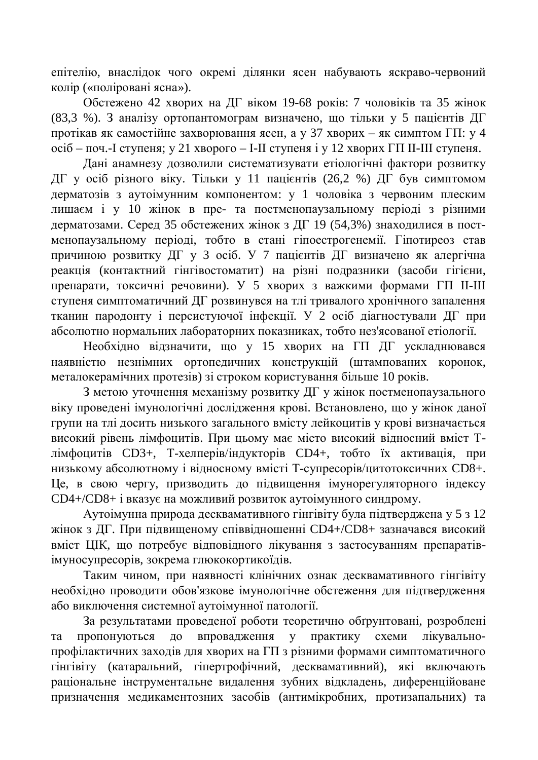епітелію, внаслідок чого окремі ділянки ясен набувають яскраво-червоний колір («поліровані ясна»).

Обстежено 42 хворих на ДГ віком 19-68 років: 7 чоловіків та 35 жінок (83,3 %). З аналізу ортопантомограм визначено, що тільки у 5 пацієнтів ДГ протікав як самостійне захворювання ясен, а у 37 хворих – як симптом ГП: у 4 осіб – поч.-І ступеня; у 21 хворого – I-II ступеня і у 12 хворих ГП II-III ступеня.

Дані анамнезу дозволили систематизувати етіологічні фактори розвитку ДГ у осіб різного віку. Тільки у 11 пацієнтів (26,2 %) ДГ був симптомом дерматозів з аутоімунним компонентом: у 1 чоловіка з червоним плеским лишаєм і у 10 жінок в пре- та постменопаузальному періоді з різними дерматозами. Серед 35 обстежених жінок з ДГ 19 (54,3%) знаходилися в пост-менопаузальному періоді, тобто в стані гіпоестрогенемії. Гіпотиреоз став причиною розвитку ДГ у 3 осіб. У 7 пацієнтів ДГ визначено як алергічна реакція (контактний гінгівостоматит) на різні подразники (засоби гігієни, препарати, токсичні речовини). У 5 хворих з важкими формами ГП II-III ступеня симптоматичний ДГ розвинувся на тлі тривалого хронічного запалення тканин пародонту і персистуючої інфекції. У 2 осіб діагностували ДГ при абсолютно нормальних лабораторних показниках, тобто нез'ясованої етіології.

Необхідно відзначити, що у 15 хворих на ГП ДГ ускладнювався наявністю незнімних ортопедичних конструкцій (штампованих коронок, металокерамічних протезів) зі строком користування більше 10 років.

З метою уточнення механізму розвитку ДГ у жінок постменопаузального віку проведені імунологічні дослідження крові. Встановлено, що у жінок даної групи на тлі досить низького загального вмісту лейкоцитів у крові визначається високий рівень лімфоцитів. При цьому має місто високий відносний вміст Т-лімфоцитів CD3+, Т-хелперів/індукторів CD4+, тобто їх активація, при низькому абсолютному і відносному вмісті Т-супресорів/цитотоксичних CD8+. Це, в свою чергу, призводить до підвищення імунорегуляторного індексу CD4+/CD8+ і вказує на можливий розвиток аутоімунного синдрому.

Аутоімунна природа десквамативного гінгівіту була підтверджена у 5 з 12 жінок з ДГ. При підвищеному співвідношенні CD4+/CD8+ зазначався високий вміст ЦІК, що потребує відповідного лікування з застосуванням препаратів-імуносупресорів, зокрема глюкокортикоїдів.

Таким чином, при наявності клінічних ознак десквамативного гінгівіту необхідно проводити обов'язкове імунологічне обстеження для підтвердження або виключення системної аутоімунної патології.

За результатами проведеної роботи теоретично обґрунтовані, розроблені та пропонуються до впровадження у практику схеми лікувально-профілактичних заходів для хворих на ГП з різними формами симптоматичного гінгівіту (катаральний, гіпертрофічний, десквамативний), які включають раціональне інструментальне видалення зубних відкладень, диференційоване призначення медикаментозних засобів (антимікробних, протизапальних) та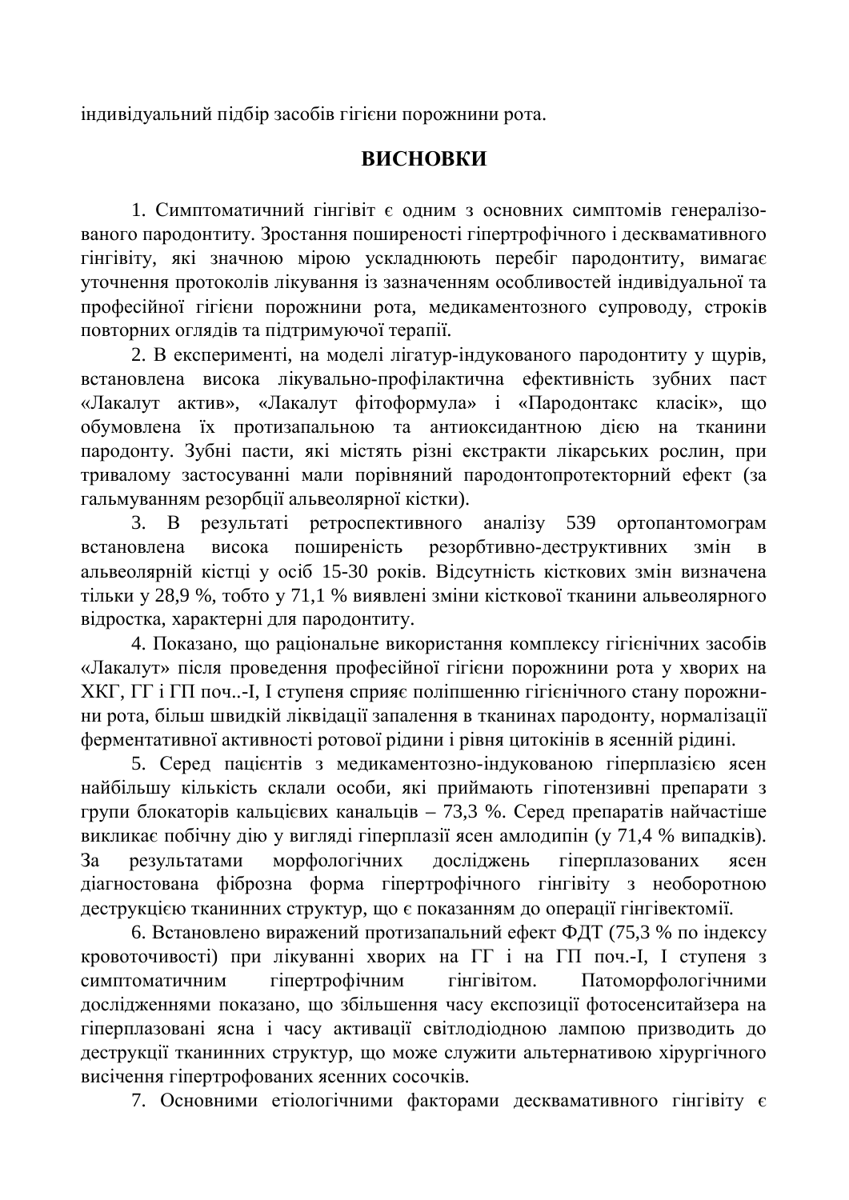індивідуальний підбір засобів гігієни порожнини рота.

## ВИСНОВКИ

1. Симптоматичний гінгівіт є одним з основних симптомів генералізованого пародонтиту. Зростання поширеності гіпертрофічного і десквамативного гінгівіту, які значною мірою ускладнюють перебіг пародонтиту, вимагає уточнення протоколів лікування із зазначенням особливостей індивідуальної та професійної гігієни порожнини рота, медикаментозного супроводу, строків повторних оглядів та підтримуючої терапії.

2. В експерименті, на моделі лігатур-індукованого пародонтиту у щурів, встановлена висока лікувально-профілактична ефективність зубних паст «Лакалут актив», «Лакалут фітоформула» і «Пародонтакс класік», що обумовлена їх протизапальною та антиоксидантною дією на тканини пародонту. Зубні пасти, які містять різні екстракти лікарських рослин, при тривалому застосуванні мали порівняний пародонтопротекторний ефект (за гальмуванням резорбції альвеолярної кістки).

3. В результаті ретроспективного аналізу 539 ортопантомограм встановлена висока поширеність резорбтивно-деструктивних змін в альвеолярній кістці у осіб 15-30 років. Відсутність кісткових змін визначена тільки у 28,9 %, тобто у 71,1 % виявлені зміни кісткової тканини альвеолярного відростка, характерні для пародонтиту.

4. Показано, що раціональне використання комплексу гігієнічних засобів «Лакалут» після проведення професійної гігієни порожнини рота у хворих на ХКГ, ГГ і ГП поч..-І, І ступеня сприяє поліпшенню гігієнічного стану порожнини рота, більш швидкій ліквідації запалення в тканинах пародонту, нормалізації ферментативної активності ротової рідини і рівня цитокінів в ясенній рідині.

5. Серед пацієнтів з медикаментозно-індукованою гіперплазією ясен найбільшу кількість склали особи, які приймають гіпотензивні препарати з групи блокаторів кальцієвих канальців – 73,3 %. Серед препаратів найчастіше викликає побічну дію у вигляді гіперплазії ясен амлодипін (у 71,4 % випадків). За результатами морфологічних досліджень гіперплазованих ясен діагностована фіброзна форма гіпертрофічного гінгівіту з необоротною деструкцією тканинних структур, що є показанням до операції гінгівектомії.

6. Встановлено виражений протизапальний ефект ФДТ (75,3 % по індексу кровоточивості) при лікуванні хворих на ГГ і на ГП поч.-І, І ступеня з симптоматичним гіпертрофічним гінгівітом. Патоморфологічними дослідженнями показано, що збільшення часу експозиції фотосенситайзера на гіперплазовані ясна і часу активації світлодіодною лампою призводить до деструкції тканинних структур, що може служити альтернативою хірургічного висічення гіпертрофованих ясенних сосочків.

7. Основними етіологічними факторами десквамативного гінгівіту є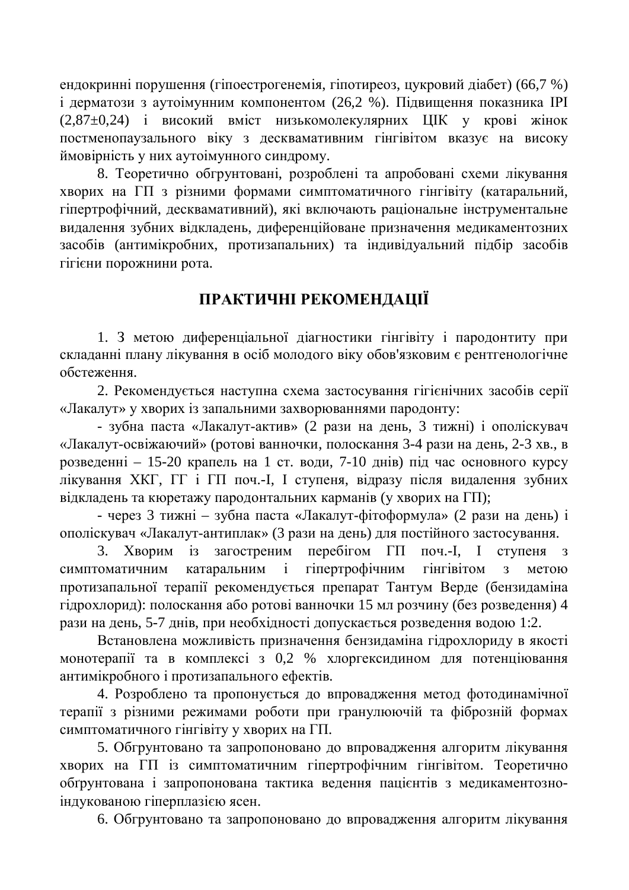ендокринні порушення (гіпоестрогенемія, гіпотиреоз, цукровий діабет) (66,7 %) і дерматози з аутоімунним компонентом (26,2 %). Підвищення показника ІРІ (2,87±0,24) і високий вміст низькомолекулярних ЦІК у крові жінок постменопаузального віку з десквамативним гінгівітом вказує на високу ймовірність у них аутоімунного синдрому.

8. Теоретично обгрунтовані, розроблені та апробовані схеми лікування хворих на ГП з різними формами симптоматичного гінгівіту (катаральний, гіпертрофічний, десквамативний), які включають раціональне інструментальне видалення зубних відкладень, диференційоване призначення медикаментозних засобів (антимікробних, протизапальних) та індивідуальний підбір засобів гігієни порожнини рота.

## ПРАКТИЧНІ РЕКОМЕНДАЦІЇ

1. З метою диференціальної діагностики гінгівіту і пародонтиту при складанні плану лікування в осіб молодого віку обов'язковим є рентгенологічне обстеження.

2. Рекомендується наступна схема застосування гігієнічних засобів серії «Лакалут» у хворих із запальними захворюваннями пародонту:

- зубна паста «Лакалут-актив» (2 рази на день, 3 тижні) і ополіскувач «Лакалут-освіжаючий» (ротові ванночки, полоскання 3-4 рази на день, 2-3 хв., в розведенні – 15-20 крапель на 1 ст. води, 7-10 днів) під час основного курсу лікування ХКГ, ГГ і ГП поч.-І, І ступеня, відразу після видалення зубних відкладень та кюретажу пародонтальних карманів (у хворих на ГП);

- через 3 тижні – зубна паста «Лакалут-фітоформула» (2 рази на день) і ополіскувач «Лакалут-антиплак» (3 рази на день) для постійного застосування.

3. Хворим із загостреним перебігом ГП поч.-І, І ступеня з симптоматичним катаральним і гіпертрофічним гінгівітом з метою протизапальної терапії рекомендується препарат Тантум Верде (бензидаміна гідрохлорид): полоскання або ротові ванночки 15 мл розчину (без розведення) 4 рази на день, 5-7 днів, при необхідності допускається розведення водою 1:2.

Встановлена можливість призначення бензидаміна гідрохлориду в якості монотерапії та в комплексі з 0,2 % хлоргексидином для потенціювання антимікробного і протизапального ефектів.

4. Розроблено та пропонується до впровадження метод фотодинамічної терапії з різними режимами роботи при гранулюючій та фіброзній формах симптоматичного гінгівіту у хворих на ГП.

5. Обгрунтовано та запропоновано до впровадження алгоритм лікування хворих на ГП із симптоматичним гіпертрофічним гінгівітом. Теоретично обґрунтована і запропонована тактика ведення пацієнтів з медикаментозно-індукованою гіперплазією ясен.

6. Обгрунтовано та запропоновано до впровадження алгоритм лікування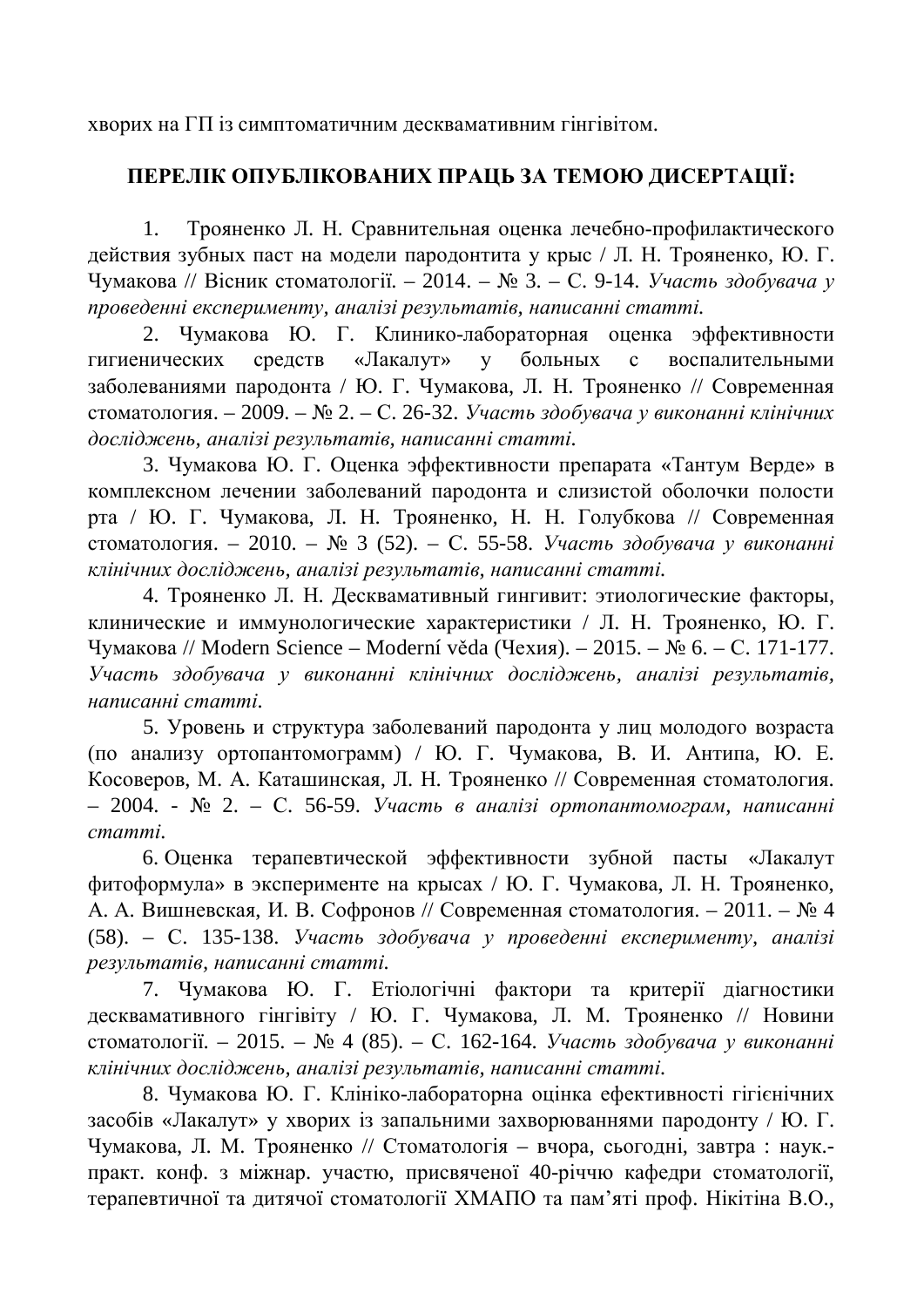хворих на ГП із симптоматичним десквамативним гінгівітом.

## ПЕРЕЛІК ОПУБЛІКОВАНИХ ПРАЦЬ ЗА ТЕМОЮ ДИСЕРТАЦІЇ:

1. Трояненко Л. Н. Сравнительная оценка лечебно-профилактического действия зубных паст на модели пародонтита у крыс / Л. Н. Трояненко, Ю. Г. Чумакова // Вісник стоматології. – 2014. – № 3. – С. 9-14. *Участь здобувача у проведенні експерименту, аналізі результатів, написанні статті.*

2. Чумакова Ю. Г. Клинико-лабораторная оценка эффективности гигиенических средств «Лакалут» у больных с воспалительными заболеваниями пародонта / Ю. Г. Чумакова, Л. Н. Трояненко // Современная стоматология. – 2009. – № 2. – С. 26-32. *Участь здобувача у виконанні клінічних досліджень, аналізі результатів, написанні статті.*

3. Чумакова Ю. Г. Оценка эффективности препарата «Тантум Верде» в комплексном лечении заболеваний пародонта и слизистой оболочки полости рта / Ю. Г. Чумакова, Л. Н. Трояненко, Н. Н. Голубкова // Современная стоматология. – 2010. – № 3 (52). – С. 55-58. *Участь здобувача у виконанні клінічних досліджень, аналізі результатів, написанні статті.*

4. Трояненко Л. Н. Десквамативный гингивит: этиологические факторы, клинические и иммунологические характеристики / Л. Н. Трояненко, Ю. Г. Чумакова // Modern Science – Moderní věda (Чехия). – 2015. – № 6. – С. 171-177. *Участь здобувача у виконанні клінічних досліджень, аналізі результатів, написанні статті.*

5. Уровень и структура заболеваний пародонта у лиц молодого возраста (по анализу ортопантомограмм) / Ю. Г. Чумакова, В. И. Антипа, Ю. Е. Косоверов, М. А. Каташинская, Л. Н. Трояненко // Современная стоматология. – 2004. - № 2. – С. 56-59. *Участь в аналізі ортопантомограм, написанні статті.*

6. Оценка терапевтической эффективности зубной пасты «Лакалут фитоформула» в эксперименте на крысах / Ю. Г. Чумакова, Л. Н. Трояненко, А. А. Вишневская, И. В. Софронов // Современная стоматология. – 2011. – № 4 (58). – С. 135-138. *Участь здобувача у проведенні експерименту, аналізі результатів, написанні статті.*

7. Чумакова Ю. Г. Етіологічні фактори та критерії діагностики десквамативного гінгівіту / Ю. Г. Чумакова, Л. М. Трояненко // Новини стоматології. – 2015. – № 4 (85). – С. 162-164. *Участь здобувача у виконанні клінічних досліджень, аналізі результатів, написанні статті.*

8. Чумакова Ю. Г. Клініко-лабораторна оцінка ефективності гігієнічних засобів «Лакалут» у хворих із запальними захворюваннями пародонту / Ю. Г. Чумакова, Л. М. Трояненко // Стоматологія – вчора, сьогодні, завтра : наук.-практ. конф. з міжнар. участю, присвяченої 40-річчю кафедри стоматології, терапевтичної та дитячої стоматології ХМАПО та пам'яті проф. Нікітіна В.О.,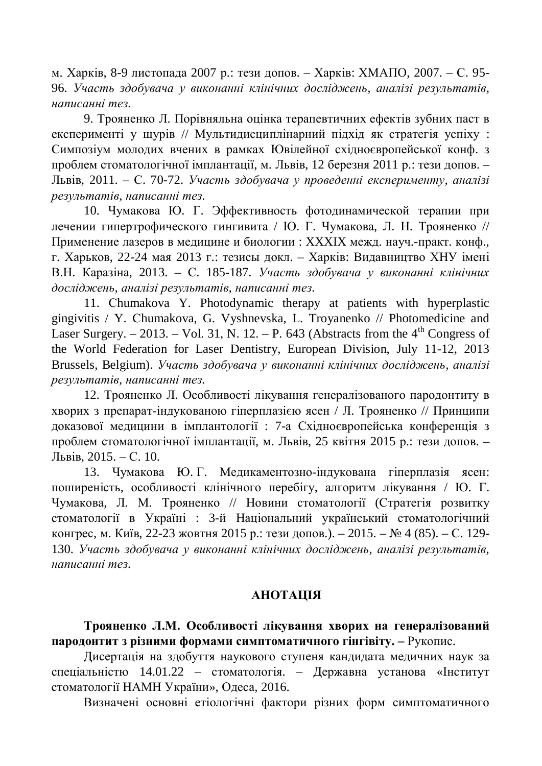м. Харків, 8-9 листопада 2007 р.: тези допов. – Харків: ХМАПО, 2007. – С. 95-96. *Участь здобувача у виконанні клінічних досліджень, аналізі результатів, написанні тез.*

9. Трояненко Л. Порівняльна оцінка терапевтичних ефектів зубних паст в експерименті у щурів // Мультидисциплінарний підхід як стратегія успіху : Симпозіум молодих вчених в рамках Ювілейної східноєвропейської конф. з проблем стоматологічної імплантації, м. Львів, 12 березня 2011 р.: тези допов. – Львів, 2011. – С. 70-72. *Участь здобувача у проведенні експерименту, аналізі результатів, написанні тез.*

10. Чумакова Ю. Г. Эффективность фотодинамической терапии при лечении гипертрофического гингивита / Ю. Г. Чумакова, Л. Н. Трояненко // Применение лазеров в медицине и биологии : XXXIX межд. науч.-практ. конф., г. Харьков, 22-24 мая 2013 г.: тезисы докл. – Харків: Видавництво ХНУ імені В.Н. Каразіна, 2013. – С. 185-187. *Участь здобувача у виконанні клінічних досліджень, аналізі результатів, написанні тез.*

11. Chumakova Y. Photodynamic therapy at patients with hyperplastic gingivitis / Y. Chumakova, G. Vyshnevska, L. Troyanenko // Photomedicine and Laser Surgery. – 2013. – Vol. 31, N. 12. – P. 643 (Abstracts from the 4$^{th}$ Congress of the World Federation for Laser Dentistry, European Division, July 11-12, 2013 Brussels, Belgium). *Участь здобувача у виконанні клінічних досліджень, аналізі результатів, написанні тез.*

12. Трояненко Л. Особливості лікування генералізованого пародонтиту в хворих з препарат-індукованою гіперплазією ясен / Л. Трояненко // Принципи доказової медицини в імплантології : 7-а Східноєвропейська конференція з проблем стоматологічної імплантації, м. Львів, 25 квітня 2015 р.: тези допов. – Львів, 2015. – С. 10.

13. Чумакова Ю. Г. Медикаментозно-індукована гіперплазія ясен: поширеність, особливості клінічного перебігу, алгоритм лікування / Ю. Г. Чумакова, Л. М. Трояненко // Новини стоматології (Стратегія розвитку стоматології в Україні : 3-й Національний український стоматологічний конгрес, м. Київ, 22-23 жовтня 2015 р.: тези допов.). – 2015. – № 4 (85). – С. 129-130. *Участь здобувача у виконанні клінічних досліджень, аналізі результатів, написанні тез.*

## АНОТАЦІЯ

**Трояненко Л.М. Особливості лікування хворих на генералізований пародонтит з різними формами симптоматичного гінгівіту. –** Рукопис.

Дисертація на здобуття наукового ступеня кандидата медичних наук за спеціальністю 14.01.22 – стоматологія. – Державна установа «Інститут стоматології НАМН України», Одеса, 2016.

Визначені основні етіологічні фактори різних форм симптоматичного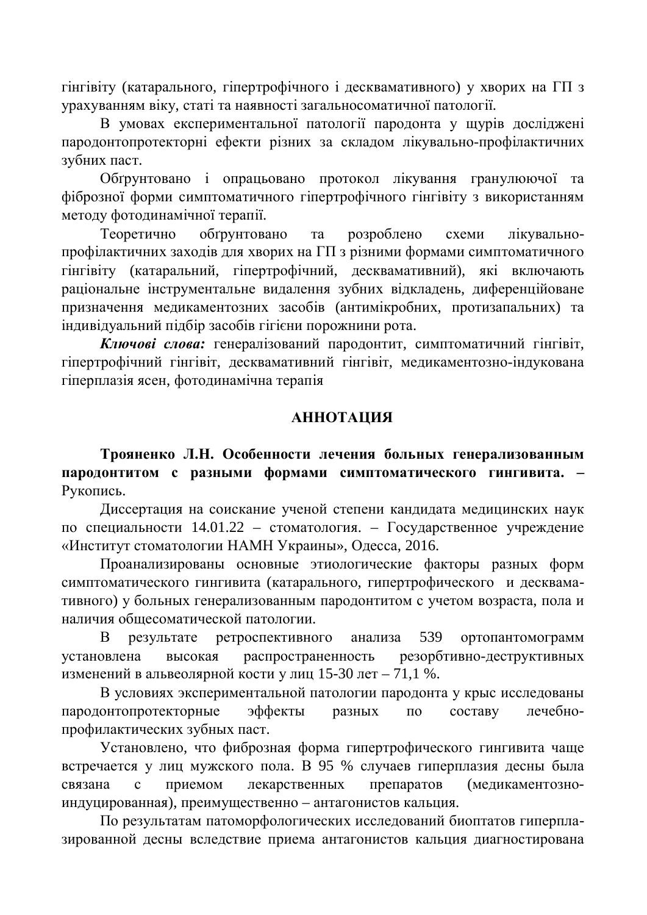гінгівіту (катарального, гіпертрофічного і десквамативного) у хворих на ГП з урахуванням віку, статі та наявності загальносоматичної патології.

В умовах експериментальної патології пародонта у щурів досліджені пародонтопротекторні ефекти різних за складом лікувально-профілактичних зубних паст.

Обґрунтовано і опрацьовано протокол лікування гранулюючої та фіброзної форми симптоматичного гіпертрофічного гінгівіту з використанням методу фотодинамічної терапії.

Теоретично обґрунтовано та розроблено схеми лікувально-профілактичних заходів для хворих на ГП з різними формами симптоматичного гінгівіту (катаральний, гіпертрофічний, десквамативний), які включають раціональне інструментальне видалення зубних відкладень, диференційоване призначення медикаментозних засобів (антимікробних, протизапальних) та індивідуальний підбір засобів гігієни порожнини рота.

***Ключові слова:*** генералізований пародонтит, симптоматичний гінгівіт, гіпертрофічний гінгівіт, десквамативний гінгівіт, медикаментозно-індукована гіперплазія ясен, фотодинамічна терапія

## АННОТАЦИЯ

**Трояненко Л.Н. Особенности лечения больных генерализованным пародонтитом с разными формами симптоматического гингивита. –** Рукопись.

Диссертация на соискание ученой степени кандидата медицинских наук по специальности 14.01.22 – стоматология. – Государственное учреждение «Институт стоматологии НАМН Украины», Одесса, 2016.

Проанализированы основные этиологические факторы разных форм симптоматического гингивита (катарального, гипертрофического и десквамативного) у больных генерализованным пародонтитом с учетом возраста, пола и наличия общесоматической патологии.

В результате ретроспективного анализа 539 ортопантомограмм установлена высокая распространенность резорбтивно-деструктивных изменений в альвеолярной кости у лиц 15-30 лет – 71,1 %.

В условиях экспериментальной патологии пародонта у крыс исследованы пародонтопротекторные эффекты разных по составу лечебно-профилактических зубных паст.

Установлено, что фиброзная форма гипертрофического гингивита чаще встречается у лиц мужского пола. В 95 % случаев гиперплазия десны была связана с приемом лекарственных препаратов (медикаментозно-индуцированная), преимущественно – антагонистов кальция.

По результатам патоморфологических исследований биоптатов гиперплазированной десны вследствие приема антагонистов кальция диагностирована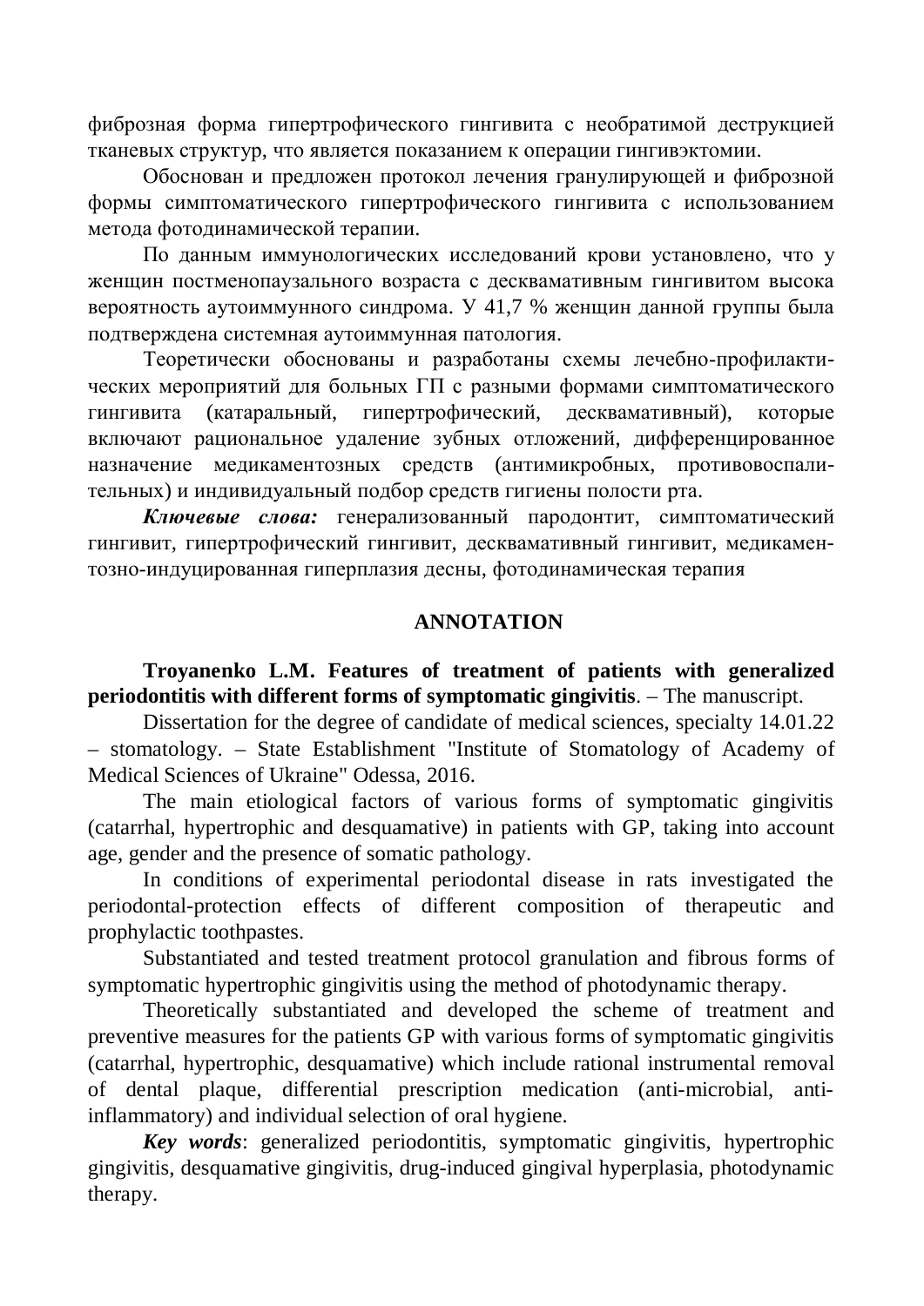фиброзная форма гипертрофического гингивита с необратимой деструкцией тканевых структур, что является показанием к операции гингивэктомии.

Обоснован и предложен протокол лечения гранулирующей и фиброзной формы симптоматического гипертрофического гингивита с использованием метода фотодинамической терапии.

По данным иммунологических исследований крови установлено, что у женщин постменопаузального возраста с десквамативным гингивитом высока вероятность аутоиммунного синдрома. У 41,7 % женщин данной группы была подтверждена системная аутоиммунная патология.

Теоретически обоснованы и разработаны схемы лечебно-профилактических мероприятий для больных ГП с разными формами симптоматического гингивита (катаральный, гипертрофический, десквамативный), которые включают рациональное удаление зубных отложений, дифференцированное назначение медикаментозных средств (антимикробных, противовоспалительных) и индивидуальный подбор средств гигиены полости рта.

***Ключевые слова:*** генерализованный пародонтит, симптоматический гингивит, гипертрофический гингивит, десквамативный гингивит, медикаментозно-индуцированная гиперплазия десны, фотодинамическая терапия

## ANNOTATION

**Troyanenko L.M. Features of treatment of patients with generalized periodontitis with different forms of symptomatic gingivitis**. – The manuscript.

Dissertation for the degree of candidate of medical sciences, specialty 14.01.22 – stomatology. – State Establishment "Institute of Stomatology of Academy of Medical Sciences of Ukraine" Odessa, 2016.

The main etiological factors of various forms of symptomatic gingivitis (catarrhal, hypertrophic and desquamative) in patients with GP, taking into account age, gender and the presence of somatic pathology.

In conditions of experimental periodontal disease in rats investigated the periodontal-protection effects of different composition of therapeutic and prophylactic toothpastes.

Substantiated and tested treatment protocol granulation and fibrous forms of symptomatic hypertrophic gingivitis using the method of photodynamic therapy.

Theoretically substantiated and developed the scheme of treatment and preventive measures for the patients GP with various forms of symptomatic gingivitis (catarrhal, hypertrophic, desquamative) which include rational instrumental removal of dental plaque, differential prescription medication (anti-microbial, anti-inflammatory) and individual selection of oral hygiene.

***Key words***: generalized periodontitis, symptomatic gingivitis, hypertrophic gingivitis, desquamative gingivitis, drug-induced gingival hyperplasia, photodynamic therapy.